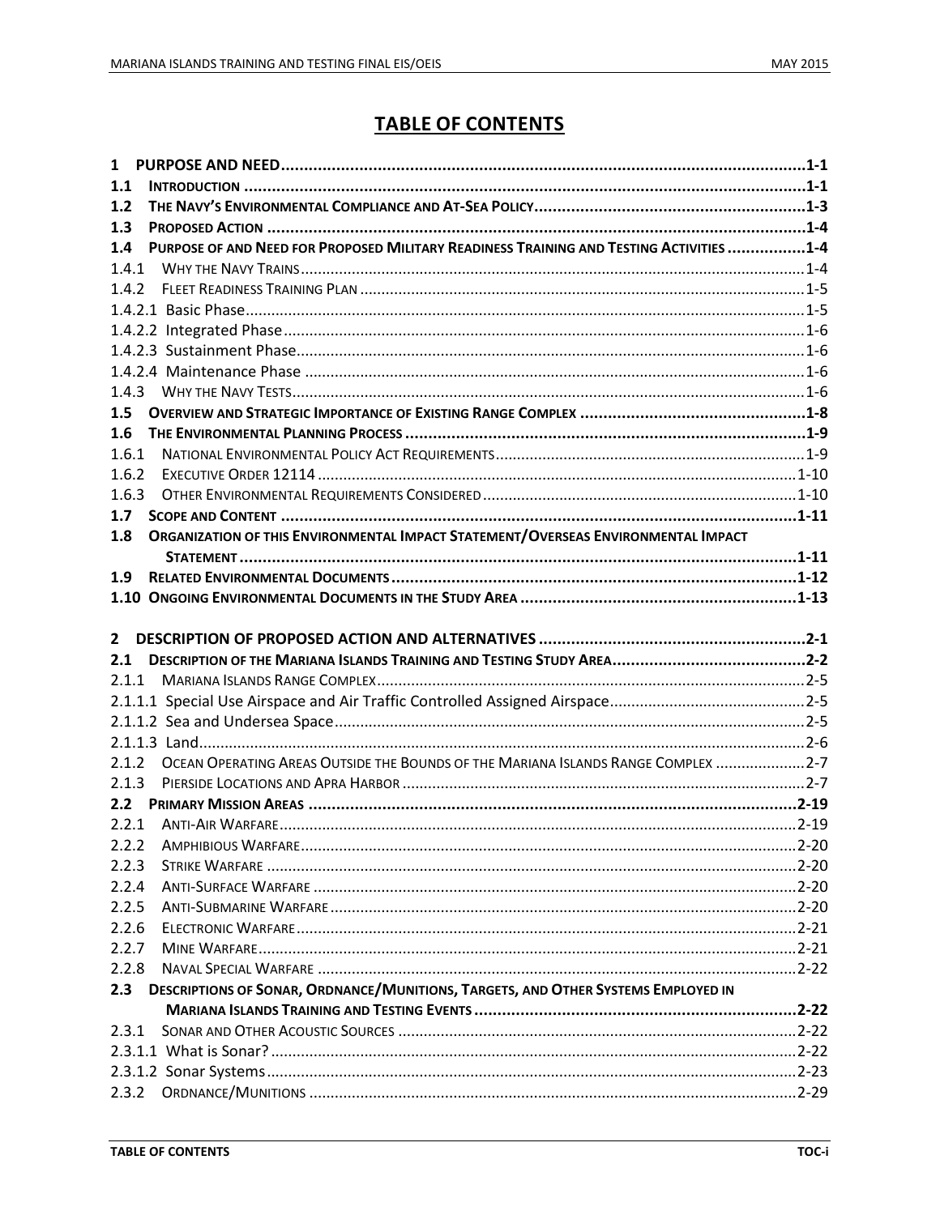# TABLE OF CONTENTS

**1 PURPOSE AND NEED** ..... 1-1

**1.1 INTRODUCTION** ..... 1-1

**1.2 THE NAVY'S ENVIRONMENTAL COMPLIANCE AND AT-SEA POLICY** ..... 1-3

**1.3 PROPOSED ACTION** ..... 1-4

**1.4 PURPOSE OF AND NEED FOR PROPOSED MILITARY READINESS TRAINING AND TESTING ACTIVITIES** ..... 1-4

1.4.1 WHY THE NAVY TRAINS ..... 1-4

1.4.2 FLEET READINESS TRAINING PLAN ..... 1-5

1.4.2.1 Basic Phase ..... 1-5

1.4.2.2 Integrated Phase ..... 1-6

1.4.2.3 Sustainment Phase ..... 1-6

1.4.2.4 Maintenance Phase ..... 1-6

1.4.3 WHY THE NAVY TESTS ..... 1-6

**1.5 OVERVIEW AND STRATEGIC IMPORTANCE OF EXISTING RANGE COMPLEX** ..... 1-8

**1.6 THE ENVIRONMENTAL PLANNING PROCESS** ..... 1-9

1.6.1 NATIONAL ENVIRONMENTAL POLICY ACT REQUIREMENTS ..... 1-9

1.6.2 EXECUTIVE ORDER 12114 ..... 1-10

1.6.3 OTHER ENVIRONMENTAL REQUIREMENTS CONSIDERED ..... 1-10

**1.7 SCOPE AND CONTENT** ..... 1-11

**1.8 ORGANIZATION OF THIS ENVIRONMENTAL IMPACT STATEMENT/OVERSEAS ENVIRONMENTAL IMPACT STATEMENT** ..... 1-11

**1.9 RELATED ENVIRONMENTAL DOCUMENTS** ..... 1-12

**1.10 ONGOING ENVIRONMENTAL DOCUMENTS IN THE STUDY AREA** ..... 1-13

**2 DESCRIPTION OF PROPOSED ACTION AND ALTERNATIVES** ..... 2-1

**2.1 DESCRIPTION OF THE MARIANA ISLANDS TRAINING AND TESTING STUDY AREA** ..... 2-2

2.1.1 MARIANA ISLANDS RANGE COMPLEX ..... 2-5

2.1.1.1 Special Use Airspace and Air Traffic Controlled Assigned Airspace ..... 2-5

2.1.1.2 Sea and Undersea Space ..... 2-5

2.1.1.3 Land ..... 2-6

2.1.2 OCEAN OPERATING AREAS OUTSIDE THE BOUNDS OF THE MARIANA ISLANDS RANGE COMPLEX ..... 2-7

2.1.3 PIERSIDE LOCATIONS AND APRA HARBOR ..... 2-7

**2.2 PRIMARY MISSION AREAS** ..... 2-19

2.2.1 ANTI-AIR WARFARE ..... 2-19

2.2.2 AMPHIBIOUS WARFARE ..... 2-20

2.2.3 STRIKE WARFARE ..... 2-20

2.2.4 ANTI-SURFACE WARFARE ..... 2-20

2.2.5 ANTI-SUBMARINE WARFARE ..... 2-20

2.2.6 ELECTRONIC WARFARE ..... 2-21

2.2.7 MINE WARFARE ..... 2-21

2.2.8 NAVAL SPECIAL WARFARE ..... 2-22

**2.3 DESCRIPTIONS OF SONAR, ORDNANCE/MUNITIONS, TARGETS, AND OTHER SYSTEMS EMPLOYED IN MARIANA ISLANDS TRAINING AND TESTING EVENTS** ..... 2-22

2.3.1 SONAR AND OTHER ACOUSTIC SOURCES ..... 2-22

2.3.1.1 What is Sonar? ..... 2-22

2.3.1.2 Sonar Systems ..... 2-23

2.3.2 ORDNANCE/MUNITIONS ..... 2-29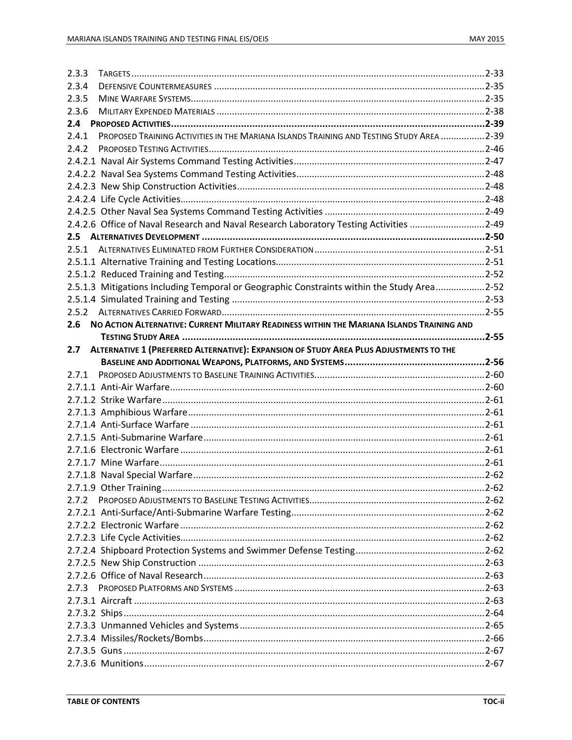2.3.3 TARGETS........................................................................................................................2-33
2.3.4 DEFENSIVE COUNTERMEASURES ..........................................................................................2-35
2.3.5 MINE WARFARE SYSTEMS.......................................................................................................2-35
2.3.6 MILITARY EXPENDED MATERIALS ...........................................................................................2-38
**2.4 PROPOSED ACTIVITIES.......................................................................................................2-39**
2.4.1 PROPOSED TRAINING ACTIVITIES IN THE MARIANA ISLANDS TRAINING AND TESTING STUDY AREA .................2-39
2.4.2 PROPOSED TESTING ACTIVITIES..............................................................................................2-46
2.4.2.1 Naval Air Systems Command Testing Activities.........................................................................2-47
2.4.2.2 Naval Sea Systems Command Testing Activities........................................................................2-48
2.4.2.3 New Ship Construction Activities..............................................................................................2-48
2.4.2.4 Life Cycle Activities....................................................................................................................2-48
2.4.2.5 Other Naval Sea Systems Command Testing Activities .............................................................2-49
2.4.2.6 Office of Naval Research and Naval Research Laboratory Testing Activities ............................2-49
**2.5 ALTERNATIVES DEVELOPMENT ..........................................................................................2-50**
2.5.1 ALTERNATIVES ELIMINATED FROM FURTHER CONSIDERATION.................................................................2-51
2.5.1.1 Alternative Training and Testing Locations................................................................................2-51
2.5.1.2 Reduced Training and Testing....................................................................................................2-52
2.5.1.3 Mitigations Including Temporal or Geographic Constraints within the Study Area..................2-52
2.5.1.4 Simulated Training and Testing .................................................................................................2-53
2.5.2 ALTERNATIVES CARRIED FORWARD.....................................................................................................2-55
**2.6 NO ACTION ALTERNATIVE: CURRENT MILITARY READINESS WITHIN THE MARIANA ISLANDS TRAINING AND TESTING STUDY AREA ...........................................................................................................2-55**
**2.7 ALTERNATIVE 1 (PREFERRED ALTERNATIVE): EXPANSION OF STUDY AREA PLUS ADJUSTMENTS TO THE BASELINE AND ADDITIONAL WEAPONS, PLATFORMS, AND SYSTEMS.................................................2-56**
2.7.1 PROPOSED ADJUSTMENTS TO BASELINE TRAINING ACTIVITIES.................................................................2-60
2.7.1.1 Anti-Air Warfare........................................................................................................................2-60
2.7.1.2 Strike Warfare...........................................................................................................................2-61
2.7.1.3 Amphibious Warfare..................................................................................................................2-61
2.7.1.4 Anti-Surface Warfare .................................................................................................................2-61
2.7.1.5 Anti-Submarine Warfare............................................................................................................2-61
2.7.1.6 Electronic Warfare ....................................................................................................................2-61
2.7.1.7 Mine Warfare............................................................................................................................2-61
2.7.1.8 Naval Special Warfare................................................................................................................2-62
2.7.1.9 Other Training...........................................................................................................................2-62
2.7.2 PROPOSED ADJUSTMENTS TO BASELINE TESTING ACTIVITIES...................................................................2-62
2.7.2.1 Anti-Surface/Anti-Submarine Warfare Testing..........................................................................2-62
2.7.2.2 Electronic Warfare ....................................................................................................................2-62
2.7.2.3 Life Cycle Activities....................................................................................................................2-62
2.7.2.4 Shipboard Protection Systems and Swimmer Defense Testing..................................................2-62
2.7.2.5 New Ship Construction ..............................................................................................................2-63
2.7.2.6 Office of Naval Research............................................................................................................2-63
2.7.3 PROPOSED PLATFORMS AND SYSTEMS ................................................................................................2-63
2.7.3.1 Aircraft ......................................................................................................................................2-63
2.7.3.2 Ships..........................................................................................................................................2-64
2.7.3.3 Unmanned Vehicles and Systems..............................................................................................2-65
2.7.3.4 Missiles/Rockets/Bombs............................................................................................................2-66
2.7.3.5 Guns ..........................................................................................................................................2-67
2.7.3.6 Munitions..................................................................................................................................2-67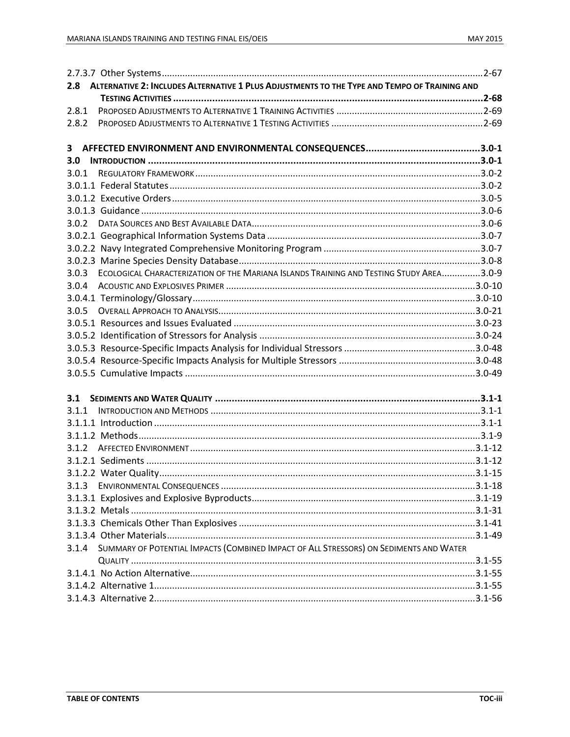2.7.3.7 Other Systems ...........................................................................................................................2-67

**2.8 ALTERNATIVE 2: INCLUDES ALTERNATIVE 1 PLUS ADJUSTMENTS TO THE TYPE AND TEMPO OF TRAINING AND TESTING ACTIVITIES ..............................................................................................................2-68**

2.8.1 PROPOSED ADJUSTMENTS TO ALTERNATIVE 1 TRAINING ACTIVITIES ........................................................2-69

2.8.2 PROPOSED ADJUSTMENTS TO ALTERNATIVE 1 TESTING ACTIVITIES ..........................................................2-69

**3 AFFECTED ENVIRONMENT AND ENVIRONMENTAL CONSEQUENCES.........................................3.0-1**

**3.0 INTRODUCTION ......................................................................................................................3.0-1**

3.0.1 REGULATORY FRAMEWORK .............................................................................................................3.0-2

3.0.1.1 Federal Statutes .......................................................................................................................3.0-2

3.0.1.2 Executive Orders ......................................................................................................................3.0-5

3.0.1.3 Guidance ..................................................................................................................................3.0-6

3.0.2 DATA SOURCES AND BEST AVAILABLE DATA.........................................................................................3.0-6

3.0.2.1 Geographical Information Systems Data ..................................................................................3.0-7

3.0.2.2 Navy Integrated Comprehensive Monitoring Program ............................................................3.0-7

3.0.2.3 Marine Species Density Database.............................................................................................3.0-8

3.0.3 ECOLOGICAL CHARACTERIZATION OF THE MARIANA ISLANDS TRAINING AND TESTING STUDY AREA...............3.0-9

3.0.4 ACOUSTIC AND EXPLOSIVES PRIMER ................................................................................................3.0-10

3.0.4.1 Terminology/Glossary .............................................................................................................3.0-10

3.0.5 OVERALL APPROACH TO ANALYSIS...................................................................................................3.0-21

3.0.5.1 Resources and Issues Evaluated .............................................................................................3.0-23

3.0.5.2 Identification of Stressors for Analysis ...................................................................................3.0-24

3.0.5.3 Resource-Specific Impacts Analysis for Individual Stressors ...................................................3.0-48

3.0.5.4 Resource-Specific Impacts Analysis for Multiple Stressors .....................................................3.0-48

3.0.5.5 Cumulative Impacts ................................................................................................................3.0-49

**3.1 SEDIMENTS AND WATER QUALITY ..............................................................................................3.1-1**

3.1.1 INTRODUCTION AND METHODS ........................................................................................................3.1-1

3.1.1.1 Introduction .............................................................................................................................3.1-1

3.1.1.2 Methods...................................................................................................................................3.1-9

3.1.2 AFFECTED ENVIRONMENT ..............................................................................................................3.1-12

3.1.2.1 Sediments ..............................................................................................................................3.1-12

3.1.2.2 Water Quality..........................................................................................................................3.1-15

3.1.3 ENVIRONMENTAL CONSEQUENCES ..................................................................................................3.1-18

3.1.3.1 Explosives and Explosive Byproducts......................................................................................3.1-19

3.1.3.2 Metals ....................................................................................................................................3.1-31

3.1.3.3 Chemicals Other Than Explosives ...........................................................................................3.1-41

3.1.3.4 Other Materials.......................................................................................................................3.1-49

3.1.4 SUMMARY OF POTENTIAL IMPACTS (COMBINED IMPACT OF ALL STRESSORS) ON SEDIMENTS AND WATER QUALITY .....................................................................................................................................3.1-55

3.1.4.1 No Action Alternative..............................................................................................................3.1-55

3.1.4.2 Alternative 1............................................................................................................................3.1-55

3.1.4.3 Alternative 2............................................................................................................................3.1-56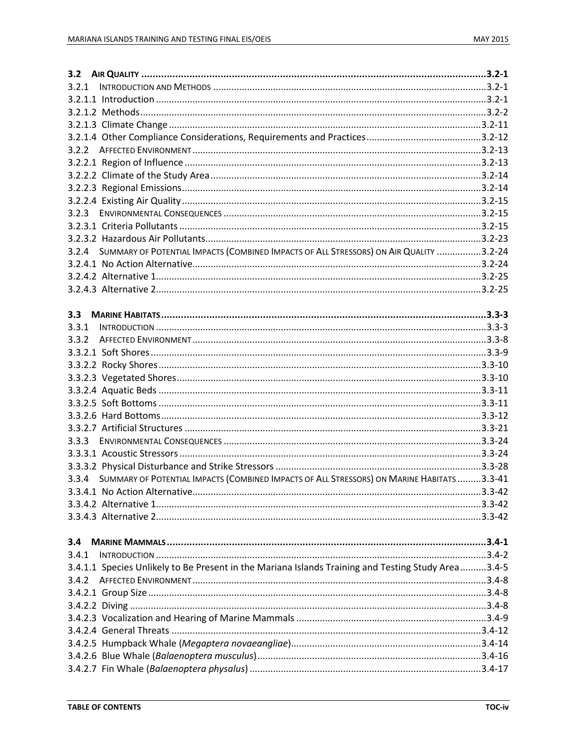**3.2 AIR QUALITY ........................................................................................................................ 3.2-1**
3.2.1 INTRODUCTION AND METHODS ........................................................................................ 3.2-1
3.2.1.1 Introduction ............................................................................................................. 3.2-1
3.2.1.2 Methods ................................................................................................................... 3.2-2
3.2.1.3 Climate Change ....................................................................................................... 3.2-11
3.2.1.4 Other Compliance Considerations, Requirements and Practices ............................ 3.2-12
3.2.2 AFFECTED ENVIRONMENT .............................................................................................. 3.2-13
3.2.2.1 Region of Influence ................................................................................................. 3.2-13
3.2.2.2 Climate of the Study Area ....................................................................................... 3.2-14
3.2.2.3 Regional Emissions .................................................................................................. 3.2-14
3.2.2.4 Existing Air Quality .................................................................................................. 3.2-15
3.2.3 ENVIRONMENTAL CONSEQUENCES .................................................................................. 3.2-15
3.2.3.1 Criteria Pollutants ................................................................................................... 3.2-15
3.2.3.2 Hazardous Air Pollutants ......................................................................................... 3.2-23
3.2.4 SUMMARY OF POTENTIAL IMPACTS (COMBINED IMPACTS OF ALL STRESSORS) ON AIR QUALITY ................. 3.2-24
3.2.4.1 No Action Alternative .............................................................................................. 3.2-24
3.2.4.2 Alternative 1 ............................................................................................................ 3.2-25
3.2.4.3 Alternative 2 ............................................................................................................ 3.2-25

**3.3 MARINE HABITATS ................................................................................................................ 3.3-3**
3.3.1 INTRODUCTION ............................................................................................................. 3.3-3
3.3.2 AFFECTED ENVIRONMENT ................................................................................................ 3.3-8
3.3.2.1 Soft Shores ............................................................................................................... 3.3-9
3.3.2.2 Rocky Shores ........................................................................................................... 3.3-10
3.3.2.3 Vegetated Shores .................................................................................................... 3.3-10
3.3.2.4 Aquatic Beds ........................................................................................................... 3.3-11
3.3.2.5 Soft Bottoms ........................................................................................................... 3.3-11
3.3.2.6 Hard Bottoms .......................................................................................................... 3.3-12
3.3.2.7 Artificial Structures ................................................................................................. 3.3-21
3.3.3 ENVIRONMENTAL CONSEQUENCES .................................................................................. 3.3-24
3.3.3.1 Acoustic Stressors ................................................................................................... 3.3-24
3.3.3.2 Physical Disturbance and Strike Stressors .............................................................. 3.3-28
3.3.4 SUMMARY OF POTENTIAL IMPACTS (COMBINED IMPACTS OF ALL STRESSORS) ON MARINE HABITATS ......... 3.3-41
3.3.4.1 No Action Alternative .............................................................................................. 3.3-42
3.3.4.2 Alternative 1 ............................................................................................................ 3.3-42
3.3.4.3 Alternative 2 ............................................................................................................ 3.3-42

**3.4 MARINE MAMMALS ................................................................................................................ 3.4-1**
3.4.1 INTRODUCTION ............................................................................................................. 3.4-2
3.4.1.1 Species Unlikely to Be Present in the Mariana Islands Training and Testing Study Area .......... 3.4-5
3.4.2 AFFECTED ENVIRONMENT ................................................................................................ 3.4-8
3.4.2.1 Group Size ................................................................................................................ 3.4-8
3.4.2.2 Diving ....................................................................................................................... 3.4-8
3.4.2.3 Vocalization and Hearing of Marine Mammals ........................................................ 3.4-9
3.4.2.4 General Threats ...................................................................................................... 3.4-12
3.4.2.5 Humpback Whale (*Megaptera novaeangliae*) ......................................................... 3.4-14
3.4.2.6 Blue Whale (*Balaenoptera musculus*) ...................................................................... 3.4-16
3.4.2.7 Fin Whale (*Balaenoptera physalus*) ......................................................................... 3.4-17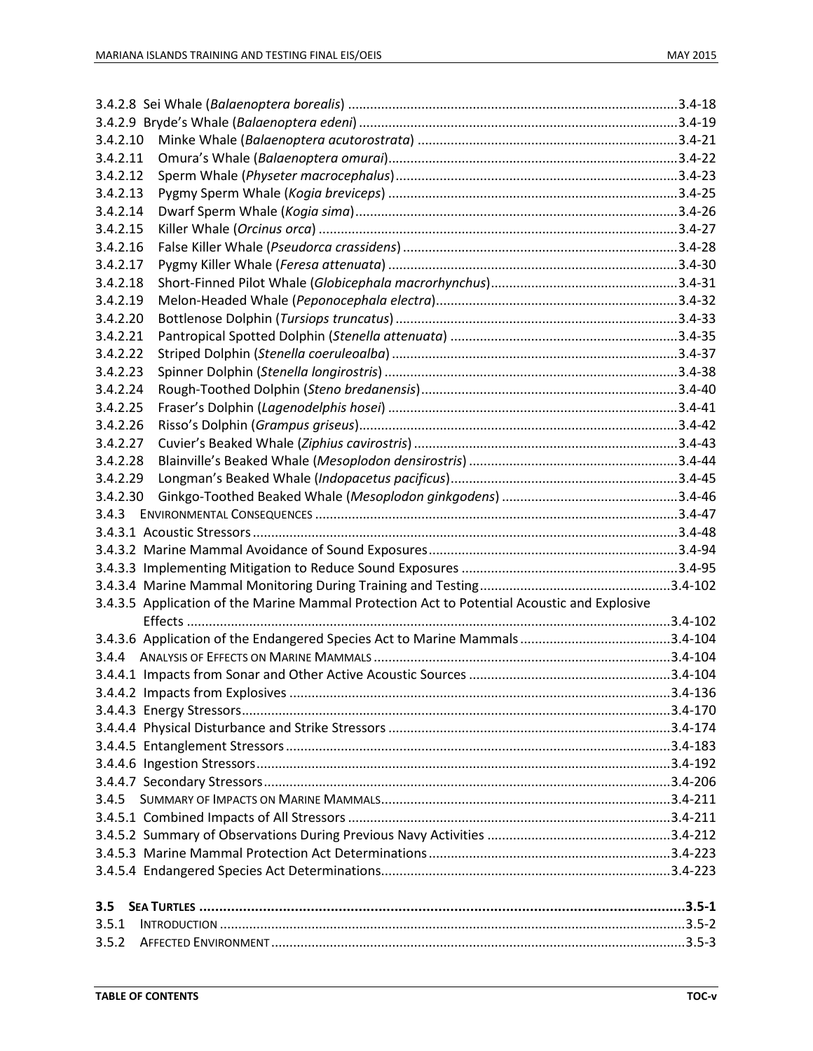3.4.2.8 Sei Whale (*Balaenoptera borealis*) ........................................................................................3.4-18
3.4.2.9 Bryde's Whale (*Balaenoptera edeni*) ......................................................................................3.4-19
3.4.2.10 Minke Whale (*Balaenoptera acutorostrata*) .......................................................................3.4-21
3.4.2.11 Omura's Whale (*Balaenoptera omurai*)...............................................................................3.4-22
3.4.2.12 Sperm Whale (*Physeter macrocephalus*).............................................................................3.4-23
3.4.2.13 Pygmy Sperm Whale (*Kogia breviceps*) ...............................................................................3.4-25
3.4.2.14 Dwarf Sperm Whale (*Kogia sima*)........................................................................................3.4-26
3.4.2.15 Killer Whale (*Orcinus orca*) .................................................................................................3.4-27
3.4.2.16 False Killer Whale (*Pseudorca crassidens*)...........................................................................3.4-28
3.4.2.17 Pygmy Killer Whale (*Feresa attenuata*) ...............................................................................3.4-30
3.4.2.18 Short-Finned Pilot Whale (*Globicephala macrorhynchus*)...................................................3.4-31
3.4.2.19 Melon-Headed Whale (*Peponocephala electra*)..................................................................3.4-32
3.4.2.20 Bottlenose Dolphin (*Tursiops truncatus*).............................................................................3.4-33
3.4.2.21 Pantropical Spotted Dolphin (*Stenella attenuata*) ..............................................................3.4-35
3.4.2.22 Striped Dolphin (*Stenella coeruleoalba*) ..............................................................................3.4-37
3.4.2.23 Spinner Dolphin (*Stenella longirostris*) ................................................................................3.4-38
3.4.2.24 Rough-Toothed Dolphin (*Steno bredanensis*)......................................................................3.4-40
3.4.2.25 Fraser's Dolphin (*Lagenodelphis hosei*) ...............................................................................3.4-41
3.4.2.26 Risso's Dolphin (*Grampus griseus*).......................................................................................3.4-42
3.4.2.27 Cuvier's Beaked Whale (*Ziphius cavirostris*) ........................................................................3.4-43
3.4.2.28 Blainville's Beaked Whale (*Mesoplodon densirostris*) .........................................................3.4-44
3.4.2.29 Longman's Beaked Whale (*Indopacetus pacificus*)..............................................................3.4-45
3.4.2.30 Ginkgo-Toothed Beaked Whale (*Mesoplodon ginkgodens*) ................................................3.4-46
3.4.3 ENVIRONMENTAL CONSEQUENCES ..................................................................................................3.4-47
3.4.3.1 Acoustic Stressors ....................................................................................................................3.4-48
3.4.3.2 Marine Mammal Avoidance of Sound Exposures....................................................................3.4-94
3.4.3.3 Implementing Mitigation to Reduce Sound Exposures ...........................................................3.4-95
3.4.3.4 Marine Mammal Monitoring During Training and Testing....................................................3.4-102
3.4.3.5 Application of the Marine Mammal Protection Act to Potential Acoustic and Explosive Effects ....................................................................................................................................3.4-102
3.4.3.6 Application of the Endangered Species Act to Marine Mammals.........................................3.4-104
3.4.4 ANALYSIS OF EFFECTS ON MARINE MAMMALS ................................................................................3.4-104
3.4.4.1 Impacts from Sonar and Other Active Acoustic Sources .......................................................3.4-104
3.4.4.2 Impacts from Explosives ........................................................................................................3.4-136
3.4.4.3 Energy Stressors.....................................................................................................................3.4-170
3.4.4.4 Physical Disturbance and Strike Stressors ............................................................................3.4-174
3.4.4.5 Entanglement Stressors ........................................................................................................3.4-183
3.4.4.6 Ingestion Stressors.................................................................................................................3.4-192
3.4.4.7 Secondary Stressors...............................................................................................................3.4-206
3.4.5 SUMMARY OF IMPACTS ON MARINE MAMMALS...............................................................................3.4-211
3.4.5.1 Combined Impacts of All Stressors ........................................................................................3.4-211
3.4.5.2 Summary of Observations During Previous Navy Activities .................................................3.4-212
3.4.5.3 Marine Mammal Protection Act Determinations..................................................................3.4-223
3.4.5.4 Endangered Species Act Determinations...............................................................................3.4-223

**3.5 SEA TURTLES ..........................................................................................................................3.5-1**
3.5.1 INTRODUCTION .............................................................................................................................3.5-2
3.5.2 AFFECTED ENVIRONMENT ...............................................................................................................3.5-3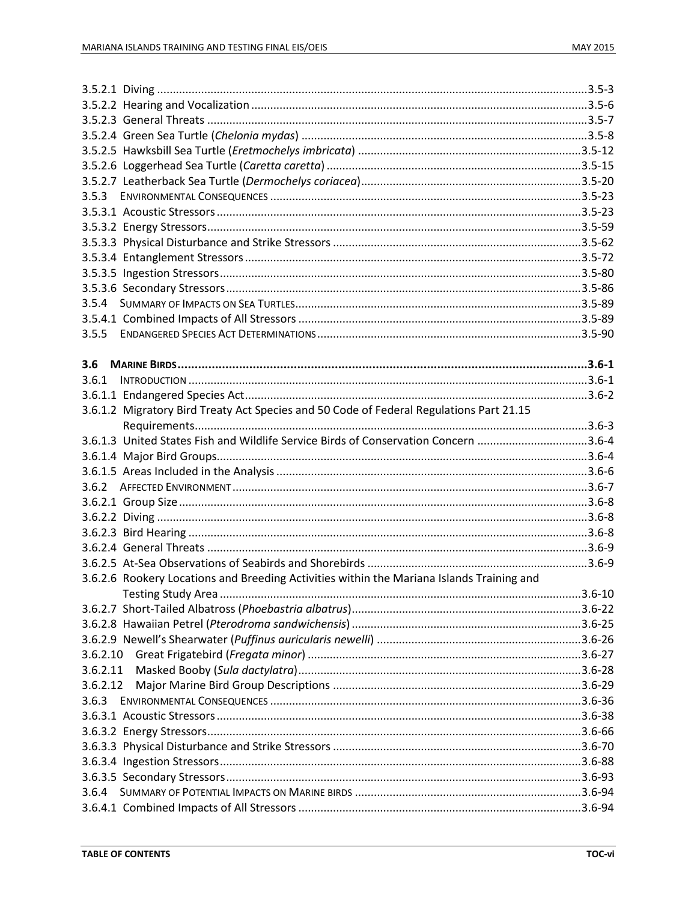3.5.2.1 Diving ........................................................................................................................3.5-3
3.5.2.2 Hearing and Vocalization ..........................................................................................3.5-6
3.5.2.3 General Threats ........................................................................................................3.5-7
3.5.2.4 Green Sea Turtle (*Chelonia mydas*) ..........................................................................3.5-8
3.5.2.5 Hawksbill Sea Turtle (*Eretmochelys imbricata*) ......................................................3.5-12
3.5.2.6 Loggerhead Sea Turtle (*Caretta caretta*) ................................................................3.5-15
3.5.2.7 Leatherback Sea Turtle (*Dermochelys coriacea*)......................................................3.5-20
3.5.3 ENVIRONMENTAL CONSEQUENCES ..................................................................................3.5-23
3.5.3.1 Acoustic Stressors ..................................................................................................3.5-23
3.5.3.2 Energy Stressors.....................................................................................................3.5-59
3.5.3.3 Physical Disturbance and Strike Stressors ..............................................................3.5-62
3.5.3.4 Entanglement Stressors ..........................................................................................3.5-72
3.5.3.5 Ingestion Stressors..................................................................................................3.5-80
3.5.3.6 Secondary Stressors................................................................................................3.5-86
3.5.4 SUMMARY OF IMPACTS ON SEA TURTLES..........................................................................3.5-89
3.5.4.1 Combined Impacts of All Stressors .........................................................................3.5-89
3.5.5 ENDANGERED SPECIES ACT DETERMINATIONS...................................................................3.5-90

**3.6 MARINE BIRDS........................................................................................................................3.6-1**
3.6.1 INTRODUCTION ............................................................................................................3.6-1
3.6.1.1 Endangered Species Act...........................................................................................3.6-2
3.6.1.2 Migratory Bird Treaty Act Species and 50 Code of Federal Regulations Part 21.15 Requirements............................................................................................................3.6-3
3.6.1.3 United States Fish and Wildlife Service Birds of Conservation Concern ...................................3.6-4
3.6.1.4 Major Bird Groups....................................................................................................3.6-4
3.6.1.5 Areas Included in the Analysis .................................................................................3.6-6
3.6.2 AFFECTED ENVIRONMENT ...............................................................................................3.6-7
3.6.2.1 Group Size .................................................................................................................3.6-8
3.6.2.2 Diving ........................................................................................................................3.6-8
3.6.2.3 Bird Hearing .............................................................................................................3.6-8
3.6.2.4 General Threats .......................................................................................................3.6-9
3.6.2.5 At-Sea Observations of Seabirds and Shorebirds .....................................................3.6-9
3.6.2.6 Rookery Locations and Breeding Activities within the Mariana Islands Training and Testing Study Area ..................................................................................................3.6-10
3.6.2.7 Short-Tailed Albatross (*Phoebastria albatrus*)........................................................3.6-22
3.6.2.8 Hawaiian Petrel (*Pterodroma sandwichensis*) ........................................................3.6-25
3.6.2.9 Newell's Shearwater (*Puffinus auricularis newelli*) ................................................3.6-26
3.6.2.10 Great Frigatebird (*Fregata minor*) ......................................................................3.6-27
3.6.2.11 Masked Booby (*Sula dactylatra*).........................................................................3.6-28
3.6.2.12 Major Marine Bird Group Descriptions ..............................................................3.6-29
3.6.3 ENVIRONMENTAL CONSEQUENCES ..................................................................................3.6-36
3.6.3.1 Acoustic Stressors ..................................................................................................3.6-38
3.6.3.2 Energy Stressors.....................................................................................................3.6-66
3.6.3.3 Physical Disturbance and Strike Stressors ..............................................................3.6-70
3.6.3.4 Ingestion Stressors..................................................................................................3.6-88
3.6.3.5 Secondary Stressors................................................................................................3.6-93
3.6.4 SUMMARY OF POTENTIAL IMPACTS ON MARINE BIRDS .......................................................3.6-94
3.6.4.1 Combined Impacts of All Stressors .........................................................................3.6-94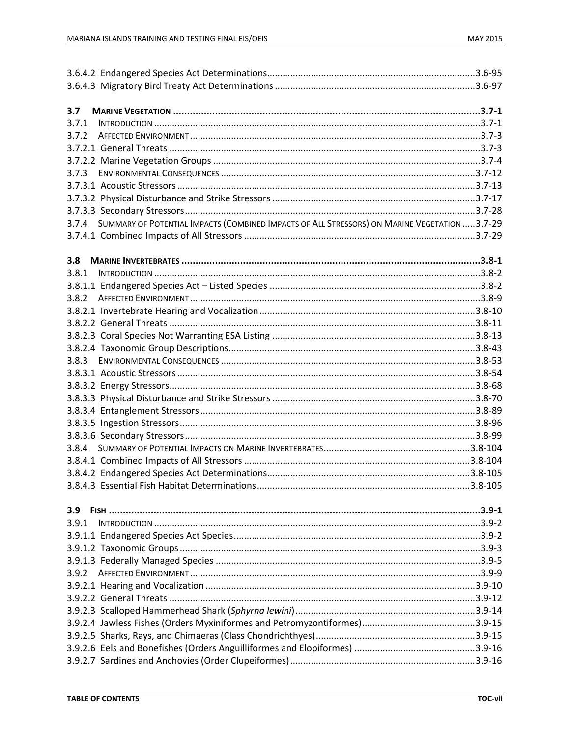3.6.4.2 Endangered Species Act Determinations ................................................................................3.6-95
3.6.4.3 Migratory Bird Treaty Act Determinations .............................................................................3.6-97

**3.7 MARINE VEGETATION ............................................................................................................3.7-1**
3.7.1 INTRODUCTION .............................................................................................................3.7-1
3.7.2 AFFECTED ENVIRONMENT ................................................................................................3.7-3
3.7.2.1 General Threats ........................................................................................................3.7-3
3.7.2.2 Marine Vegetation Groups .......................................................................................3.7-4
3.7.3 ENVIRONMENTAL CONSEQUENCES ..................................................................................3.7-12
3.7.3.1 Acoustic Stressors ...................................................................................................3.7-13
3.7.3.2 Physical Disturbance and Strike Stressors ..............................................................3.7-17
3.7.3.3 Secondary Stressors ................................................................................................3.7-28
3.7.4 SUMMARY OF POTENTIAL IMPACTS (COMBINED IMPACTS OF ALL STRESSORS) ON MARINE VEGETATION .....3.7-29
3.7.4.1 Combined Impacts of All Stressors .........................................................................3.7-29

**3.8 MARINE INVERTEBRATES ...........................................................................................................3.8-1**
3.8.1 INTRODUCTION .............................................................................................................3.8-2
3.8.1.1 Endangered Species Act – Listed Species .................................................................3.8-2
3.8.2 AFFECTED ENVIRONMENT ................................................................................................3.8-9
3.8.2.1 Invertebrate Hearing and Vocalization ...................................................................3.8-10
3.8.2.2 General Threats ......................................................................................................3.8-11
3.8.2.3 Coral Species Not Warranting ESA Listing ..............................................................3.8-13
3.8.2.4 Taxonomic Group Descriptions ...............................................................................3.8-43
3.8.3 ENVIRONMENTAL CONSEQUENCES ..................................................................................3.8-53
3.8.3.1 Acoustic Stressors ...................................................................................................3.8-54
3.8.3.2 Energy Stressors ......................................................................................................3.8-68
3.8.3.3 Physical Disturbance and Strike Stressors ..............................................................3.8-70
3.8.3.4 Entanglement Stressors ..........................................................................................3.8-89
3.8.3.5 Ingestion Stressors ..................................................................................................3.8-96
3.8.3.6 Secondary Stressors ................................................................................................3.8-99
3.8.4 SUMMARY OF POTENTIAL IMPACTS ON MARINE INVERTEBRATES .........................................................3.8-104
3.8.4.1 Combined Impacts of All Stressors .......................................................................3.8-104
3.8.4.2 Endangered Species Act Determinations ..............................................................3.8-105
3.8.4.3 Essential Fish Habitat Determinations ..................................................................3.8-105

**3.9 FISH ...................................................................................................................................3.9-1**
3.9.1 INTRODUCTION .............................................................................................................3.9-2
3.9.1.1 Endangered Species Act Species ..............................................................................3.9-2
3.9.1.2 Taxonomic Groups ....................................................................................................3.9-3
3.9.1.3 Federally Managed Species ......................................................................................3.9-5
3.9.2 AFFECTED ENVIRONMENT ................................................................................................3.9-9
3.9.2.1 Hearing and Vocalization ........................................................................................3.9-10
3.9.2.2 General Threats ......................................................................................................3.9-12
3.9.2.3 Scalloped Hammerhead Shark (*Sphyrna lewini*) .....................................................3.9-14
3.9.2.4 Jawless Fishes (Orders Myxiniformes and Petromyzontiformes) ............................3.9-15
3.9.2.5 Sharks, Rays, and Chimaeras (Class Chondrichthyes) .............................................3.9-15
3.9.2.6 Eels and Bonefishes (Orders Anguilliformes and Elopiformes) ...............................3.9-16
3.9.2.7 Sardines and Anchovies (Order Clupeiformes) .......................................................3.9-16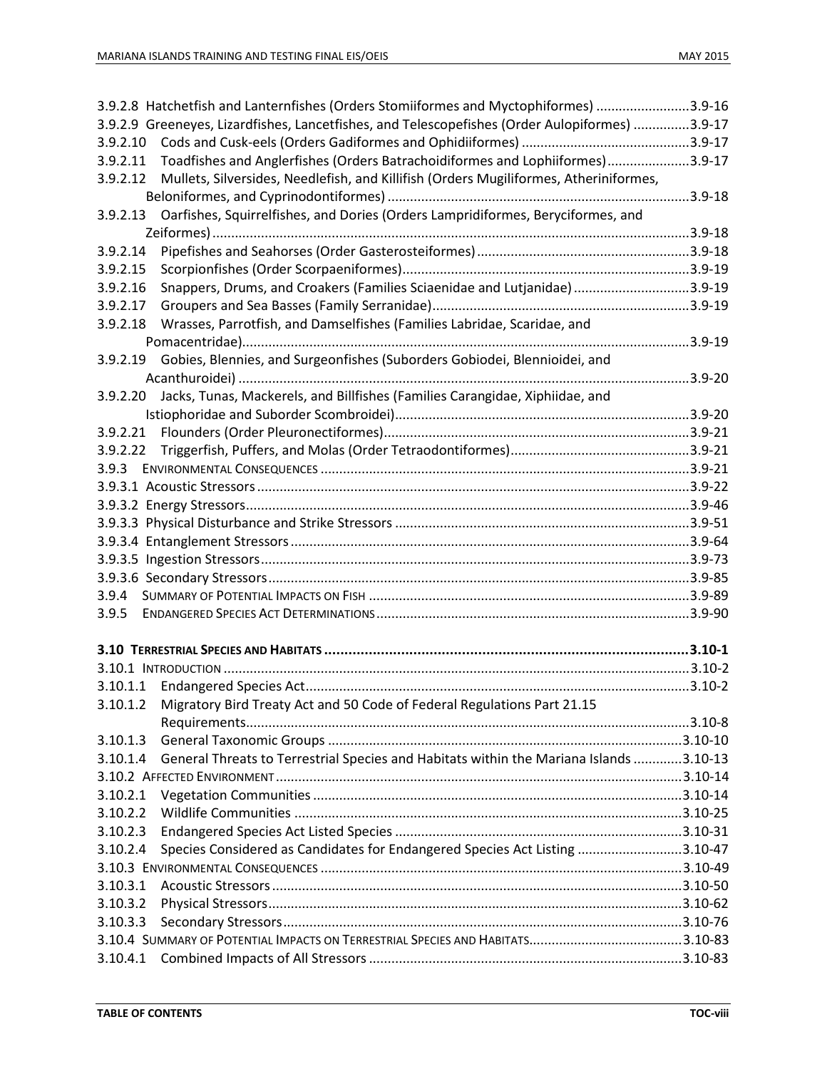3.9.2.8 Hatchetfish and Lanternfishes (Orders Stomiiformes and Myctophiformes) ......................... 3.9-16
3.9.2.9 Greeneyes, Lizardfishes, Lancetfishes, and Telescopefishes (Order Aulopiformes) .............. 3.9-17
3.9.2.10 Cods and Cusk-eels (Orders Gadiformes and Ophidiiformes) ............................................ 3.9-17
3.9.2.11 Toadfishes and Anglerfishes (Orders Batrachoidiformes and Lophiiformes)...................... 3.9-17
3.9.2.12 Mullets, Silversides, Needlefish, and Killifish (Orders Mugiliformes, Atheriniformes, Beloniformes, and Cyprinodontiformes) ................................................................................. 3.9-18
3.9.2.13 Oarfishes, Squirrelfishes, and Dories (Orders Lampridiformes, Beryciformes, and Zeiformes) ............................................................................................................................... 3.9-18
3.9.2.14 Pipefishes and Seahorses (Order Gasterosteiformes) ......................................................... 3.9-18
3.9.2.15 Scorpionfishes (Order Scorpaeniformes) ............................................................................ 3.9-19
3.9.2.16 Snappers, Drums, and Croakers (Families Sciaenidae and Lutjanidae) ............................... 3.9-19
3.9.2.17 Groupers and Sea Basses (Family Serranidae) .................................................................... 3.9-19
3.9.2.18 Wrasses, Parrotfish, and Damselfishes (Families Labridae, Scaridae, and Pomacentridae) ....................................................................................................................... 3.9-19
3.9.2.19 Gobies, Blennies, and Surgeonfishes (Suborders Gobiodei, Blennioidei, and Acanthuroidei) ........................................................................................................................ 3.9-20
3.9.2.20 Jacks, Tunas, Mackerels, and Billfishes (Families Carangidae, Xiphiidae, and Istiophoridae and Suborder Scombroidei) .............................................................................. 3.9-20
3.9.2.21 Flounders (Order Pleuronectiformes) ................................................................................. 3.9-21
3.9.2.22 Triggerfish, Puffers, and Molas (Order Tetraodontiformes) ................................................ 3.9-21
3.9.3 ENVIRONMENTAL CONSEQUENCES .................................................................................................. 3.9-21
3.9.3.1 Acoustic Stressors ................................................................................................................... 3.9-22
3.9.3.2 Energy Stressors ...................................................................................................................... 3.9-46
3.9.3.3 Physical Disturbance and Strike Stressors .............................................................................. 3.9-51
3.9.3.4 Entanglement Stressors .......................................................................................................... 3.9-64
3.9.3.5 Ingestion Stressors .................................................................................................................. 3.9-73
3.9.3.6 Secondary Stressors ................................................................................................................ 3.9-85
3.9.4 SUMMARY OF POTENTIAL IMPACTS ON FISH ...................................................................................... 3.9-89
3.9.5 ENDANGERED SPECIES ACT DETERMINATIONS .................................................................................... 3.9-90

**3.10 TERRESTRIAL SPECIES AND HABITATS ........................................................................................ 3.10-1**
3.10.1 INTRODUCTION ........................................................................................................................... 3.10-2
3.10.1.1 Endangered Species Act ...................................................................................................... 3.10-2
3.10.1.2 Migratory Bird Treaty Act and 50 Code of Federal Regulations Part 21.15 Requirements ........................................................................................................................ 3.10-8
3.10.1.3 General Taxonomic Groups .............................................................................................. 3.10-10
3.10.1.4 General Threats to Terrestrial Species and Habitats within the Mariana Islands ............. 3.10-13
3.10.2 AFFECTED ENVIRONMENT ............................................................................................................ 3.10-14
3.10.2.1 Vegetation Communities .................................................................................................. 3.10-14
3.10.2.2 Wildlife Communities ....................................................................................................... 3.10-25
3.10.2.3 Endangered Species Act Listed Species ............................................................................ 3.10-31
3.10.2.4 Species Considered as Candidates for Endangered Species Act Listing ............................ 3.10-47
3.10.3 ENVIRONMENTAL CONSEQUENCES ................................................................................................ 3.10-49
3.10.3.1 Acoustic Stressors ............................................................................................................. 3.10-50
3.10.3.2 Physical Stressors .............................................................................................................. 3.10-62
3.10.3.3 Secondary Stressors .......................................................................................................... 3.10-76
3.10.4 SUMMARY OF POTENTIAL IMPACTS ON TERRESTRIAL SPECIES AND HABITATS ......................................... 3.10-83
3.10.4.1 Combined Impacts of All Stressors .................................................................................. 3.10-83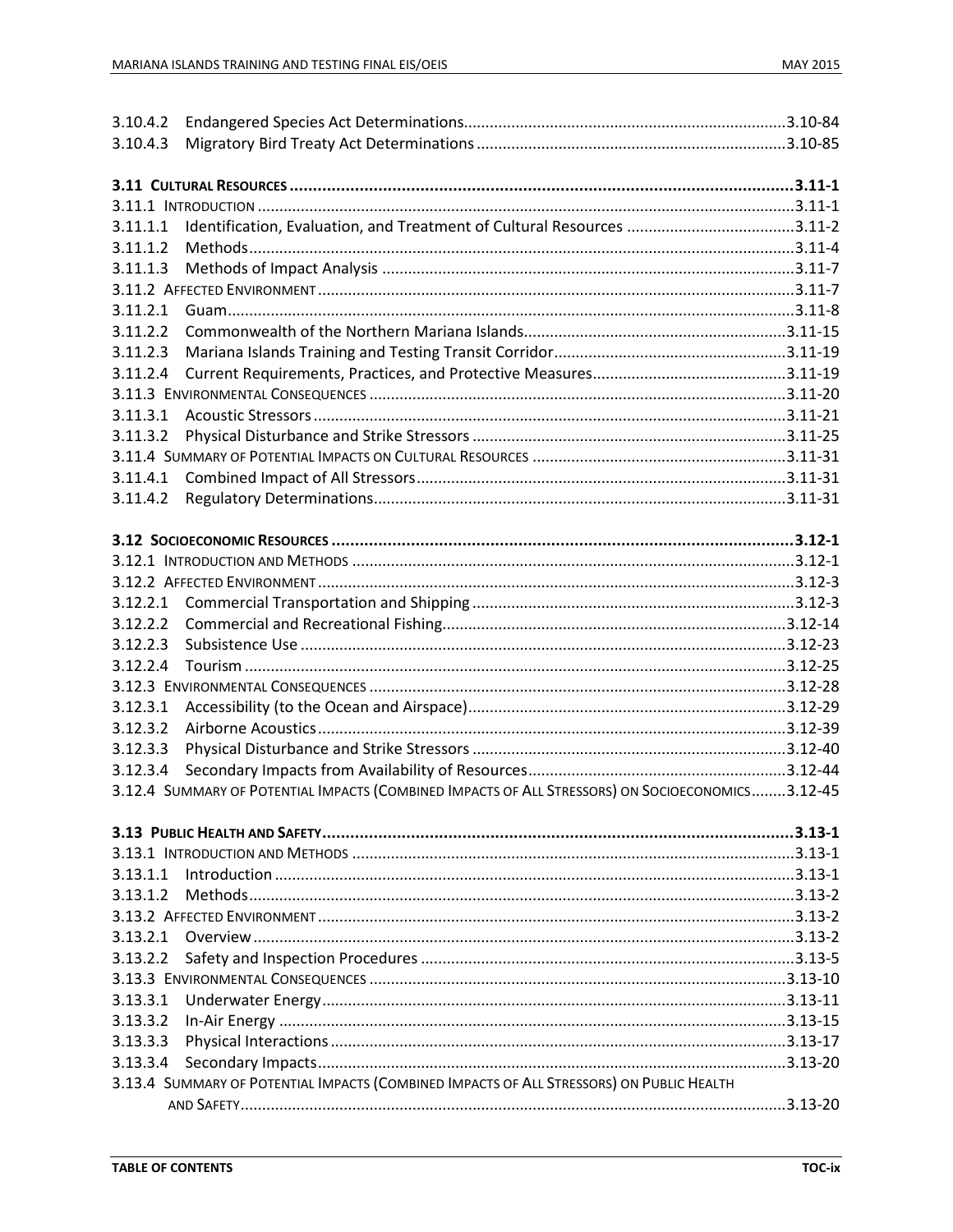3.10.4.2 Endangered Species Act Determinations........................................................................3.10-84
3.10.4.3 Migratory Bird Treaty Act Determinations ......................................................................3.10-85

**3.11 CULTURAL RESOURCES ..........................................................................................................3.11-1**
3.11.1 INTRODUCTION ..........................................................................................................3.11-1
3.11.1.1 Identification, Evaluation, and Treatment of Cultural Resources .......................................3.11-2
3.11.1.2 Methods..........................................................................................................3.11-4
3.11.1.3 Methods of Impact Analysis ..........................................................................................3.11-7
3.11.2 AFFECTED ENVIRONMENT ..........................................................................................3.11-7
3.11.2.1 Guam..........................................................................................................3.11-8
3.11.2.2 Commonwealth of the Northern Mariana Islands............................................................3.11-15
3.11.2.3 Mariana Islands Training and Testing Transit Corridor......................................................3.11-19
3.11.2.4 Current Requirements, Practices, and Protective Measures.............................................3.11-19
3.11.3 ENVIRONMENTAL CONSEQUENCES ..........................................................................3.11-20
3.11.3.1 Acoustic Stressors..........................................................................................................3.11-21
3.11.3.2 Physical Disturbance and Strike Stressors ........................................................................3.11-25
3.11.4 SUMMARY OF POTENTIAL IMPACTS ON CULTURAL RESOURCES ...........................................................3.11-31
3.11.4.1 Combined Impact of All Stressors.....................................................................................3.11-31
3.11.4.2 Regulatory Determinations...............................................................................................3.11-31

**3.12 SOCIOECONOMIC RESOURCES .................................................................................................3.12-1**
3.12.1 INTRODUCTION AND METHODS ..........................................................................................3.12-1
3.12.2 AFFECTED ENVIRONMENT ..........................................................................................3.12-3
3.12.2.1 Commercial Transportation and Shipping ..........................................................................3.12-3
3.12.2.2 Commercial and Recreational Fishing...............................................................................3.12-14
3.12.2.3 Subsistence Use ..........................................................................................................3.12-23
3.12.2.4 Tourism ..........................................................................................................3.12-25
3.12.3 ENVIRONMENTAL CONSEQUENCES ..........................................................................3.12-28
3.12.3.1 Accessibility (to the Ocean and Airspace).........................................................................3.12-29
3.12.3.2 Airborne Acoustics..........................................................................................................3.12-39
3.12.3.3 Physical Disturbance and Strike Stressors ........................................................................3.12-40
3.12.3.4 Secondary Impacts from Availability of Resources...........................................................3.12-44
3.12.4 SUMMARY OF POTENTIAL IMPACTS (COMBINED IMPACTS OF ALL STRESSORS) ON SOCIOECONOMICS........3.12-45

**3.13 PUBLIC HEALTH AND SAFETY.....................................................................................................3.13-1**
3.13.1 INTRODUCTION AND METHODS ..........................................................................................3.13-1
3.13.1.1 Introduction ..........................................................................................................3.13-1
3.13.1.2 Methods..........................................................................................................3.13-2
3.13.2 AFFECTED ENVIRONMENT ..........................................................................................3.13-2
3.13.2.1 Overview ..........................................................................................................3.13-2
3.13.2.2 Safety and Inspection Procedures ......................................................................................3.13-5
3.13.3 ENVIRONMENTAL CONSEQUENCES ..........................................................................3.13-10
3.13.3.1 Underwater Energy..........................................................................................................3.13-11
3.13.3.2 In-Air Energy ..........................................................................................................3.13-15
3.13.3.3 Physical Interactions ..........................................................................................................3.13-17
3.13.3.4 Secondary Impacts..........................................................................................................3.13-20
3.13.4 SUMMARY OF POTENTIAL IMPACTS (COMBINED IMPACTS OF ALL STRESSORS) ON PUBLIC HEALTH AND SAFETY..........................................................................................................3.13-20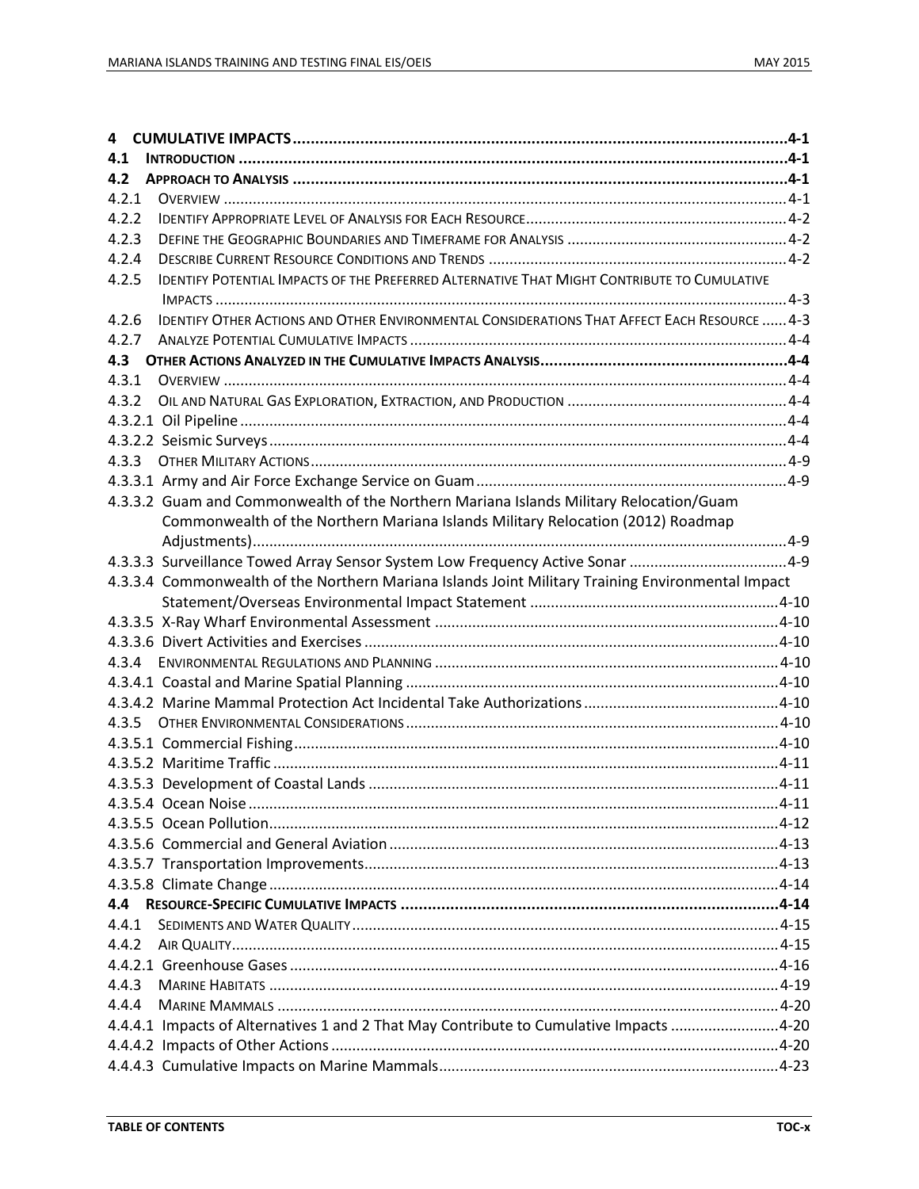**4 CUMULATIVE IMPACTS ....................................................................................................... 4-1**

**4.1 INTRODUCTION ....................................................................................................... 4-1**

**4.2 APPROACH TO ANALYSIS ....................................................................................................... 4-1**

4.2.1 OVERVIEW ....................................................................................................... 4-1

4.2.2 IDENTIFY APPROPRIATE LEVEL OF ANALYSIS FOR EACH RESOURCE ....................................................................................................... 4-2

4.2.3 DEFINE THE GEOGRAPHIC BOUNDARIES AND TIMEFRAME FOR ANALYSIS ....................................................................................................... 4-2

4.2.4 DESCRIBE CURRENT RESOURCE CONDITIONS AND TRENDS ....................................................................................................... 4-2

4.2.5 IDENTIFY POTENTIAL IMPACTS OF THE PREFERRED ALTERNATIVE THAT MIGHT CONTRIBUTE TO CUMULATIVE IMPACTS ....................................................................................................... 4-3

4.2.6 IDENTIFY OTHER ACTIONS AND OTHER ENVIRONMENTAL CONSIDERATIONS THAT AFFECT EACH RESOURCE ....... 4-3

4.2.7 ANALYZE POTENTIAL CUMULATIVE IMPACTS ....................................................................................................... 4-4

**4.3 OTHER ACTIONS ANALYZED IN THE CUMULATIVE IMPACTS ANALYSIS ....................................................................................................... 4-4**

4.3.1 OVERVIEW ....................................................................................................... 4-4

4.3.2 OIL AND NATURAL GAS EXPLORATION, EXTRACTION, AND PRODUCTION ....................................................................................................... 4-4

4.3.2.1 Oil Pipeline ....................................................................................................... 4-4

4.3.2.2 Seismic Surveys ....................................................................................................... 4-4

4.3.3 OTHER MILITARY ACTIONS ....................................................................................................... 4-9

4.3.3.1 Army and Air Force Exchange Service on Guam ....................................................................................................... 4-9

4.3.3.2 Guam and Commonwealth of the Northern Mariana Islands Military Relocation/Guam Commonwealth of the Northern Mariana Islands Military Relocation (2012) Roadmap Adjustments) ....................................................................................................... 4-9

4.3.3.3 Surveillance Towed Array Sensor System Low Frequency Active Sonar ....................................................................................................... 4-9

4.3.3.4 Commonwealth of the Northern Mariana Islands Joint Military Training Environmental Impact Statement/Overseas Environmental Impact Statement ....................................................................................................... 4-10

4.3.3.5 X-Ray Wharf Environmental Assessment ....................................................................................................... 4-10

4.3.3.6 Divert Activities and Exercises ....................................................................................................... 4-10

4.3.4 ENVIRONMENTAL REGULATIONS AND PLANNING ....................................................................................................... 4-10

4.3.4.1 Coastal and Marine Spatial Planning ....................................................................................................... 4-10

4.3.4.2 Marine Mammal Protection Act Incidental Take Authorizations ....................................................................................................... 4-10

4.3.5 OTHER ENVIRONMENTAL CONSIDERATIONS ....................................................................................................... 4-10

4.3.5.1 Commercial Fishing ....................................................................................................... 4-10

4.3.5.2 Maritime Traffic ....................................................................................................... 4-11

4.3.5.3 Development of Coastal Lands ....................................................................................................... 4-11

4.3.5.4 Ocean Noise ....................................................................................................... 4-11

4.3.5.5 Ocean Pollution ....................................................................................................... 4-12

4.3.5.6 Commercial and General Aviation ....................................................................................................... 4-13

4.3.5.7 Transportation Improvements ....................................................................................................... 4-13

4.3.5.8 Climate Change ....................................................................................................... 4-14

**4.4 RESOURCE-SPECIFIC CUMULATIVE IMPACTS ....................................................................................................... 4-14**

4.4.1 SEDIMENTS AND WATER QUALITY ....................................................................................................... 4-15

4.4.2 AIR QUALITY ....................................................................................................... 4-15

4.4.2.1 Greenhouse Gases ....................................................................................................... 4-16

4.4.3 MARINE HABITATS ....................................................................................................... 4-19

4.4.4 MARINE MAMMALS ....................................................................................................... 4-20

4.4.4.1 Impacts of Alternatives 1 and 2 That May Contribute to Cumulative Impacts ....................................................................................................... 4-20

4.4.4.2 Impacts of Other Actions ....................................................................................................... 4-20

4.4.4.3 Cumulative Impacts on Marine Mammals ....................................................................................................... 4-23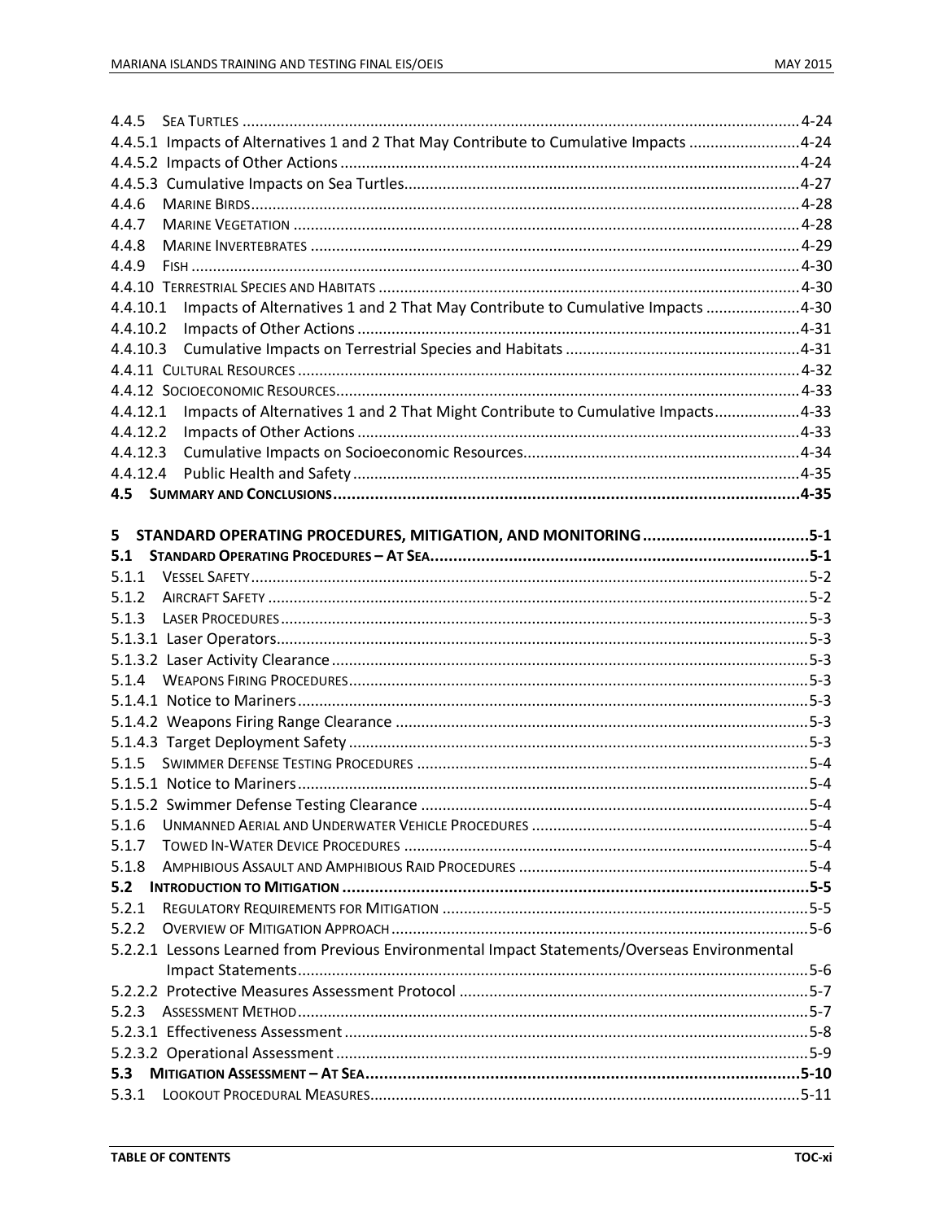4.4.5 SEA TURTLES ........................................................................................................................ 4-24
4.4.5.1 Impacts of Alternatives 1 and 2 That May Contribute to Cumulative Impacts .......................... 4-24
4.4.5.2 Impacts of Other Actions ........................................................................................................... 4-24
4.4.5.3 Cumulative Impacts on Sea Turtles............................................................................................ 4-27
4.4.6 MARINE BIRDS ........................................................................................................................ 4-28
4.4.7 MARINE VEGETATION ............................................................................................................. 4-28
4.4.8 MARINE INVERTEBRATES ....................................................................................................... 4-29
4.4.9 FISH ........................................................................................................................................ 4-30
4.4.10 TERRESTRIAL SPECIES AND HABITATS .................................................................................... 4-30
4.4.10.1 Impacts of Alternatives 1 and 2 That May Contribute to Cumulative Impacts ...................... 4-30
4.4.10.2 Impacts of Other Actions ....................................................................................................... 4-31
4.4.10.3 Cumulative Impacts on Terrestrial Species and Habitats ....................................................... 4-31
4.4.11 CULTURAL RESOURCES .......................................................................................................... 4-32
4.4.12 SOCIOECONOMIC RESOURCES ............................................................................................... 4-33
4.4.12.1 Impacts of Alternatives 1 and 2 That Might Contribute to Cumulative Impacts .................... 4-33
4.4.12.2 Impacts of Other Actions ....................................................................................................... 4-33
4.4.12.3 Cumulative Impacts on Socioeconomic Resources ................................................................. 4-34
4.4.12.4 Public Health and Safety ........................................................................................................ 4-35
**4.5 SUMMARY AND CONCLUSIONS ........................................................................................... 4-35**

**5 STANDARD OPERATING PROCEDURES, MITIGATION, AND MONITORING ..................................... 5-1**
**5.1 STANDARD OPERATING PROCEDURES – AT SEA ...................................................................... 5-1**
5.1.1 VESSEL SAFETY ........................................................................................................................ 5-2
5.1.2 AIRCRAFT SAFETY .................................................................................................................... 5-2
5.1.3 LASER PROCEDURES ................................................................................................................ 5-3
5.1.3.1 Laser Operators ........................................................................................................................ 5-3
5.1.3.2 Laser Activity Clearance ............................................................................................................ 5-3
5.1.4 WEAPONS FIRING PROCEDURES ............................................................................................. 5-3
5.1.4.1 Notice to Mariners .................................................................................................................... 5-3
5.1.4.2 Weapons Firing Range Clearance ............................................................................................. 5-3
5.1.4.3 Target Deployment Safety ........................................................................................................ 5-3
5.1.5 SWIMMER DEFENSE TESTING PROCEDURES .......................................................................... 5-4
5.1.5.1 Notice to Mariners .................................................................................................................... 5-4
5.1.5.2 Swimmer Defense Testing Clearance ....................................................................................... 5-4
5.1.6 UNMANNED AERIAL AND UNDERWATER VEHICLE PROCEDURES ........................................... 5-4
5.1.7 TOWED IN-WATER DEVICE PROCEDURES ............................................................................... 5-4
5.1.8 AMPHIBIOUS ASSAULT AND AMPHIBIOUS RAID PROCEDURES .............................................. 5-4
**5.2 INTRODUCTION TO MITIGATION ........................................................................................... 5-5**
5.2.1 REGULATORY REQUIREMENTS FOR MITIGATION .................................................................... 5-5
5.2.2 OVERVIEW OF MITIGATION APPROACH .................................................................................. 5-6
5.2.2.1 Lessons Learned from Previous Environmental Impact Statements/Overseas Environmental Impact Statements .................................................................................................................... 5-6
5.2.2.2 Protective Measures Assessment Protocol ............................................................................... 5-7
5.2.3 ASSESSMENT METHOD ............................................................................................................ 5-7
5.2.3.1 Effectiveness Assessment ......................................................................................................... 5-8
5.2.3.2 Operational Assessment ........................................................................................................... 5-9
**5.3 MITIGATION ASSESSMENT – AT SEA .................................................................................... 5-10**
5.3.1 LOOKOUT PROCEDURAL MEASURES ...................................................................................... 5-11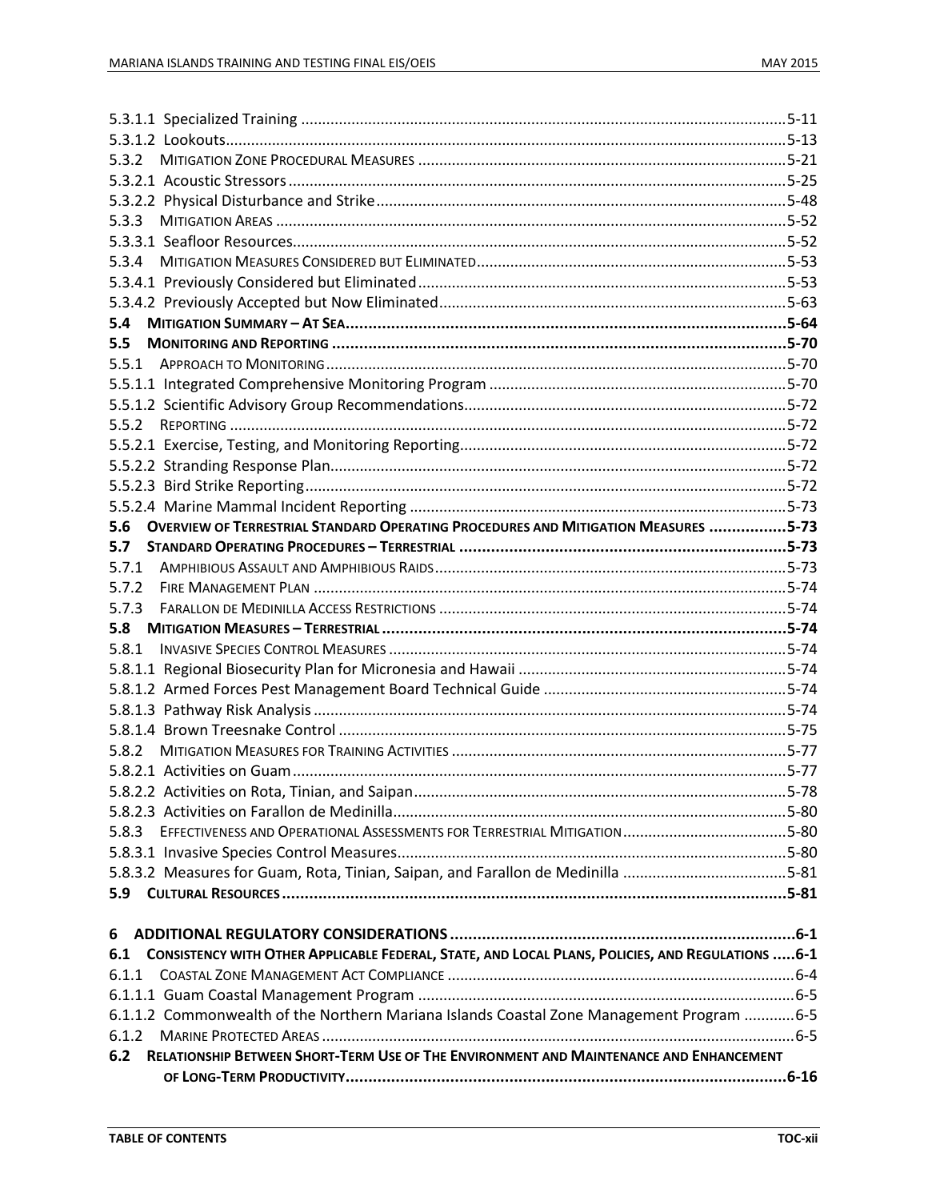5.3.1.1 Specialized Training ....................................................................................................5-11
5.3.1.2 Lookouts.....................................................................................................................5-13
5.3.2 Mitigation Zone Procedural Measures .......................................................................5-21
5.3.2.1 Acoustic Stressors ......................................................................................................5-25
5.3.2.2 Physical Disturbance and Strike.................................................................................5-48
5.3.3 Mitigation Areas .........................................................................................................5-52
5.3.3.1 Seafloor Resources.....................................................................................................5-52
5.3.4 Mitigation Measures Considered but Eliminated.........................................................5-53
5.3.4.1 Previously Considered but Eliminated.......................................................................5-53
5.3.4.2 Previously Accepted but Now Eliminated..................................................................5-63

**5.4 Mitigation Summary – At Sea.................................................................................5-64**

**5.5 Monitoring and Reporting ....................................................................................5-70**

5.5.1 Approach to Monitoring.............................................................................................5-70
5.5.1.1 Integrated Comprehensive Monitoring Program .......................................................5-70
5.5.1.2 Scientific Advisory Group Recommendations............................................................5-72
5.5.2 Reporting ....................................................................................................................5-72
5.5.2.1 Exercise, Testing, and Monitoring Reporting.............................................................5-72
5.5.2.2 Stranding Response Plan............................................................................................5-72
5.5.2.3 Bird Strike Reporting..................................................................................................5-72
5.5.2.4 Marine Mammal Incident Reporting .........................................................................5-73

**5.6 Overview of Terrestrial Standard Operating Procedures and Mitigation Measures ................5-73**

**5.7 Standard Operating Procedures – Terrestrial ........................................................................5-73**

5.7.1 Amphibious Assault and Amphibious Raids...................................................................5-73
5.7.2 Fire Management Plan ................................................................................................5-74
5.7.3 Farallon de Medinilla Access Restrictions ..................................................................5-74

**5.8 Mitigation Measures – Terrestrial .........................................................................5-74**

5.8.1 Invasive Species Control Measures ..............................................................................5-74
5.8.1.1 Regional Biosecurity Plan for Micronesia and Hawaii ................................................5-74
5.8.1.2 Armed Forces Pest Management Board Technical Guide ..........................................5-74
5.8.1.3 Pathway Risk Analysis ................................................................................................5-74
5.8.1.4 Brown Treesnake Control ..........................................................................................5-75
5.8.2 Mitigation Measures for Training Activities ...............................................................5-77
5.8.2.1 Activities on Guam.....................................................................................................5-77
5.8.2.2 Activities on Rota, Tinian, and Saipan.........................................................................5-78
5.8.2.3 Activities on Farallon de Medinilla.............................................................................5-80
5.8.3 Effectiveness and Operational Assessments for Terrestrial Mitigation.......................................5-80
5.8.3.1 Invasive Species Control Measures............................................................................5-80
5.8.3.2 Measures for Guam, Rota, Tinian, Saipan, and Farallon de Medinilla .......................................5-81

**5.9 Cultural Resources ...............................................................................................5-81**

**6 ADDITIONAL REGULATORY CONSIDERATIONS ...........................................................................6-1**

**6.1 Consistency with Other Applicable Federal, State, and Local Plans, Policies, and Regulations .....6-1**

6.1.1 Coastal Zone Management Act Compliance .................................................................6-4
6.1.1.1 Guam Coastal Management Program ........................................................................6-5
6.1.1.2 Commonwealth of the Northern Mariana Islands Coastal Zone Management Program ............6-5
6.1.2 Marine Protected Areas ...............................................................................................6-5

**6.2 Relationship Between Short-Term Use of The Environment and Maintenance and Enhancement of Long-Term Productivity...............................................................................................6-16**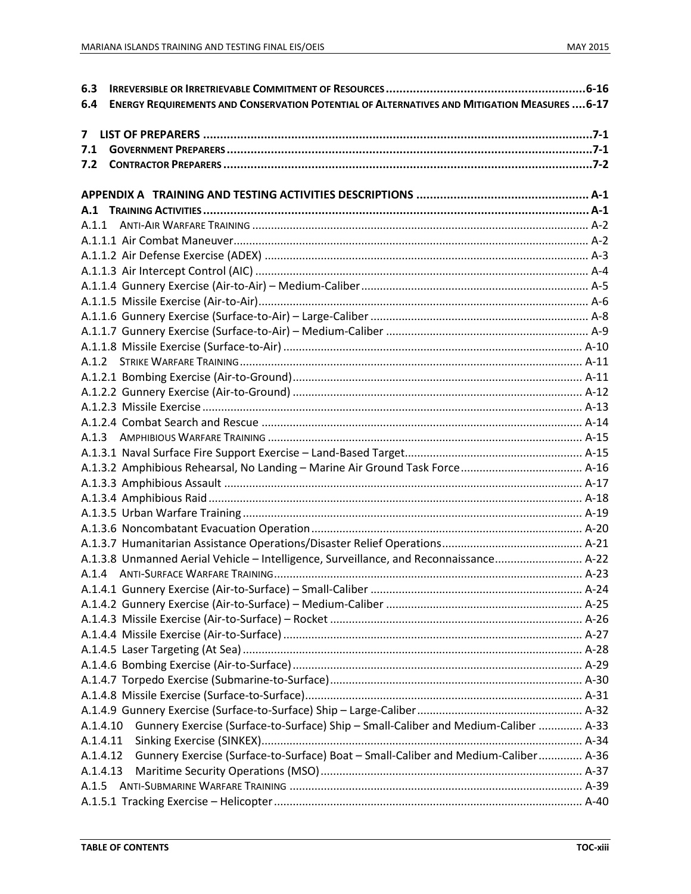**6.3 IRREVERSIBLE OR IRRETRIEVABLE COMMITMENT OF RESOURCES ........................................................... 6-16**

**6.4 ENERGY REQUIREMENTS AND CONSERVATION POTENTIAL OF ALTERNATIVES AND MITIGATION MEASURES .... 6-17**

**7 LIST OF PREPARERS ........................................................................................................... 7-1**

**7.1 GOVERNMENT PREPARERS .............................................................................................. 7-1**

**7.2 CONTRACTOR PREPARERS .............................................................................................. 7-2**

**APPENDIX A TRAINING AND TESTING ACTIVITIES DESCRIPTIONS ........................................ A-1**

**A.1 TRAINING ACTIVITIES .................................................................................................... A-1**

A.1.1 ANTI-AIR WARFARE TRAINING ........................................................................................ A-2

A.1.1.1 Air Combat Maneuver ..................................................................................................... A-2

A.1.1.2 Air Defense Exercise (ADEX) ........................................................................................... A-3

A.1.1.3 Air Intercept Control (AIC) .............................................................................................. A-4

A.1.1.4 Gunnery Exercise (Air-to-Air) – Medium-Caliber ............................................................. A-5

A.1.1.5 Missile Exercise (Air-to-Air) .............................................................................................. A-6

A.1.1.6 Gunnery Exercise (Surface-to-Air) – Large-Caliber ........................................................... A-8

A.1.1.7 Gunnery Exercise (Surface-to-Air) – Medium-Caliber ...................................................... A-9

A.1.1.8 Missile Exercise (Surface-to-Air) ..................................................................................... A-10

A.1.2 STRIKE WARFARE TRAINING ........................................................................................... A-11

A.1.2.1 Bombing Exercise (Air-to-Ground) .................................................................................. A-11

A.1.2.2 Gunnery Exercise (Air-to-Ground) .................................................................................. A-12

A.1.2.3 Missile Exercise .............................................................................................................. A-13

A.1.2.4 Combat Search and Rescue ............................................................................................ A-14

A.1.3 AMPHIBIOUS WARFARE TRAINING ................................................................................. A-15

A.1.3.1 Naval Surface Fire Support Exercise – Land-Based Target ............................................... A-15

A.1.3.2 Amphibious Rehearsal, No Landing – Marine Air Ground Task Force ............................... A-16

A.1.3.3 Amphibious Assault ........................................................................................................ A-17

A.1.3.4 Amphibious Raid ............................................................................................................ A-18

A.1.3.5 Urban Warfare Training .................................................................................................. A-19

A.1.3.6 Noncombatant Evacuation Operation ............................................................................ A-20

A.1.3.7 Humanitarian Assistance Operations/Disaster Relief Operations .................................... A-21

A.1.3.8 Unmanned Aerial Vehicle – Intelligence, Surveillance, and Reconnaissance ................... A-22

A.1.4 ANTI-SURFACE WARFARE TRAINING ............................................................................... A-23

A.1.4.1 Gunnery Exercise (Air-to-Surface) – Small-Caliber .......................................................... A-24

A.1.4.2 Gunnery Exercise (Air-to-Surface) – Medium-Caliber ..................................................... A-25

A.1.4.3 Missile Exercise (Air-to-Surface) – Rocket ...................................................................... A-26

A.1.4.4 Missile Exercise (Air-to-Surface) ..................................................................................... A-27

A.1.4.5 Laser Targeting (At Sea) ................................................................................................. A-28

A.1.4.6 Bombing Exercise (Air-to-Surface) .................................................................................. A-29

A.1.4.7 Torpedo Exercise (Submarine-to-Surface) ...................................................................... A-30

A.1.4.8 Missile Exercise (Surface-to-Surface) .............................................................................. A-31

A.1.4.9 Gunnery Exercise (Surface-to-Surface) Ship – Large-Caliber ........................................... A-32

A.1.4.10 Gunnery Exercise (Surface-to-Surface) Ship – Small-Caliber and Medium-Caliber ............ A-33

A.1.4.11 Sinking Exercise (SINKEX) ............................................................................................. A-34

A.1.4.12 Gunnery Exercise (Surface-to-Surface) Boat – Small-Caliber and Medium-Caliber ............ A-36

A.1.4.13 Maritime Security Operations (MSO) ............................................................................ A-37

A.1.5 ANTI-SUBMARINE WARFARE TRAINING .......................................................................... A-39

A.1.5.1 Tracking Exercise – Helicopter ........................................................................................ A-40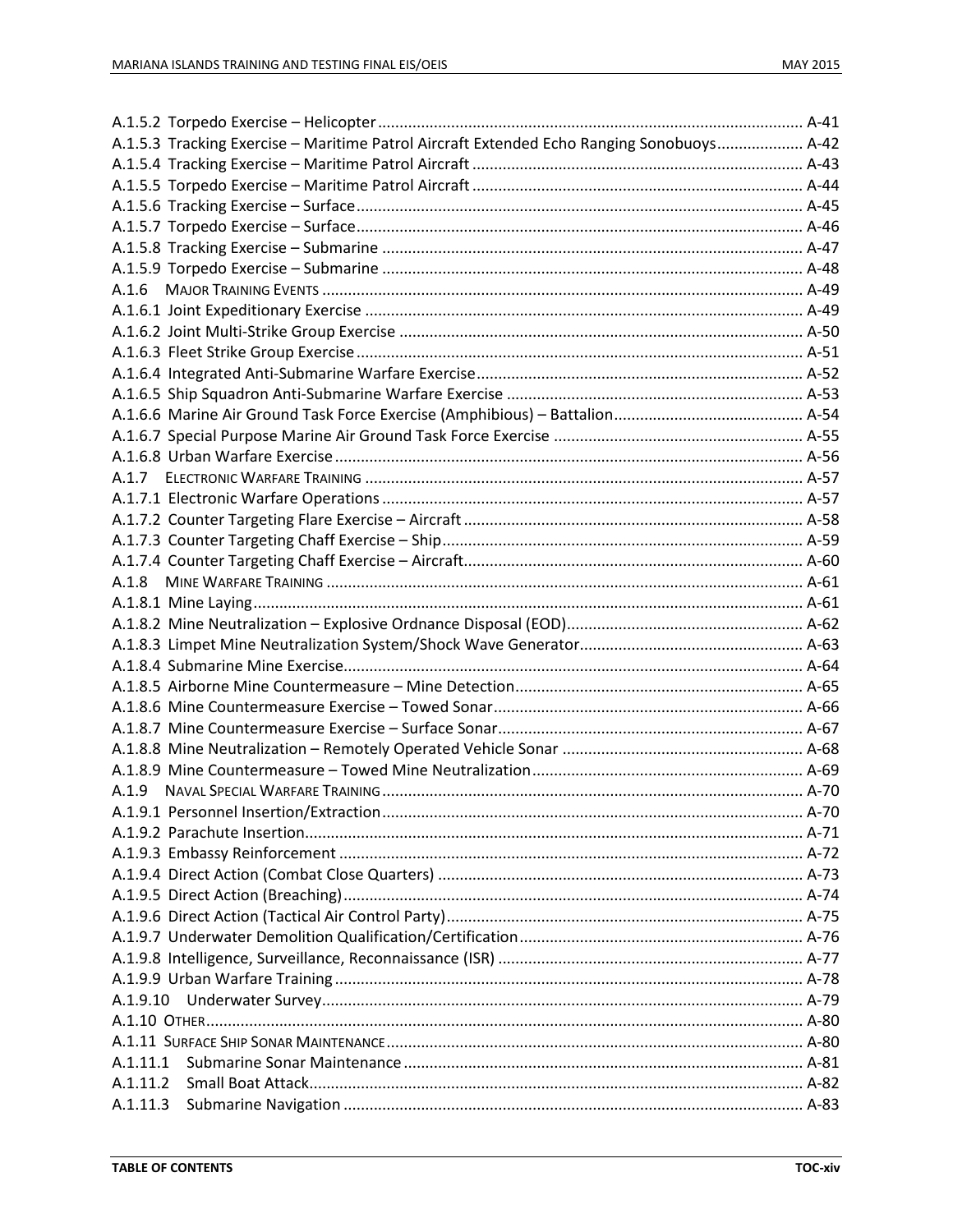A.1.5.2 Torpedo Exercise – Helicopter ..... A-41
A.1.5.3 Tracking Exercise – Maritime Patrol Aircraft Extended Echo Ranging Sonobuoys ..... A-42
A.1.5.4 Tracking Exercise – Maritime Patrol Aircraft ..... A-43
A.1.5.5 Torpedo Exercise – Maritime Patrol Aircraft ..... A-44
A.1.5.6 Tracking Exercise – Surface ..... A-45
A.1.5.7 Torpedo Exercise – Surface ..... A-46
A.1.5.8 Tracking Exercise – Submarine ..... A-47
A.1.5.9 Torpedo Exercise – Submarine ..... A-48
A.1.6 MAJOR TRAINING EVENTS ..... A-49
A.1.6.1 Joint Expeditionary Exercise ..... A-49
A.1.6.2 Joint Multi-Strike Group Exercise ..... A-50
A.1.6.3 Fleet Strike Group Exercise ..... A-51
A.1.6.4 Integrated Anti-Submarine Warfare Exercise ..... A-52
A.1.6.5 Ship Squadron Anti-Submarine Warfare Exercise ..... A-53
A.1.6.6 Marine Air Ground Task Force Exercise (Amphibious) – Battalion ..... A-54
A.1.6.7 Special Purpose Marine Air Ground Task Force Exercise ..... A-55
A.1.6.8 Urban Warfare Exercise ..... A-56
A.1.7 ELECTRONIC WARFARE TRAINING ..... A-57
A.1.7.1 Electronic Warfare Operations ..... A-57
A.1.7.2 Counter Targeting Flare Exercise – Aircraft ..... A-58
A.1.7.3 Counter Targeting Chaff Exercise – Ship ..... A-59
A.1.7.4 Counter Targeting Chaff Exercise – Aircraft ..... A-60
A.1.8 MINE WARFARE TRAINING ..... A-61
A.1.8.1 Mine Laying ..... A-61
A.1.8.2 Mine Neutralization – Explosive Ordnance Disposal (EOD) ..... A-62
A.1.8.3 Limpet Mine Neutralization System/Shock Wave Generator ..... A-63
A.1.8.4 Submarine Mine Exercise ..... A-64
A.1.8.5 Airborne Mine Countermeasure – Mine Detection ..... A-65
A.1.8.6 Mine Countermeasure Exercise – Towed Sonar ..... A-66
A.1.8.7 Mine Countermeasure Exercise – Surface Sonar ..... A-67
A.1.8.8 Mine Neutralization – Remotely Operated Vehicle Sonar ..... A-68
A.1.8.9 Mine Countermeasure – Towed Mine Neutralization ..... A-69
A.1.9 NAVAL SPECIAL WARFARE TRAINING ..... A-70
A.1.9.1 Personnel Insertion/Extraction ..... A-70
A.1.9.2 Parachute Insertion ..... A-71
A.1.9.3 Embassy Reinforcement ..... A-72
A.1.9.4 Direct Action (Combat Close Quarters) ..... A-73
A.1.9.5 Direct Action (Breaching) ..... A-74
A.1.9.6 Direct Action (Tactical Air Control Party) ..... A-75
A.1.9.7 Underwater Demolition Qualification/Certification ..... A-76
A.1.9.8 Intelligence, Surveillance, Reconnaissance (ISR) ..... A-77
A.1.9.9 Urban Warfare Training ..... A-78
A.1.9.10 Underwater Survey ..... A-79
A.1.10 OTHER ..... A-80
A.1.11 SURFACE SHIP SONAR MAINTENANCE ..... A-80
A.1.11.1 Submarine Sonar Maintenance ..... A-81
A.1.11.2 Small Boat Attack ..... A-82
A.1.11.3 Submarine Navigation ..... A-83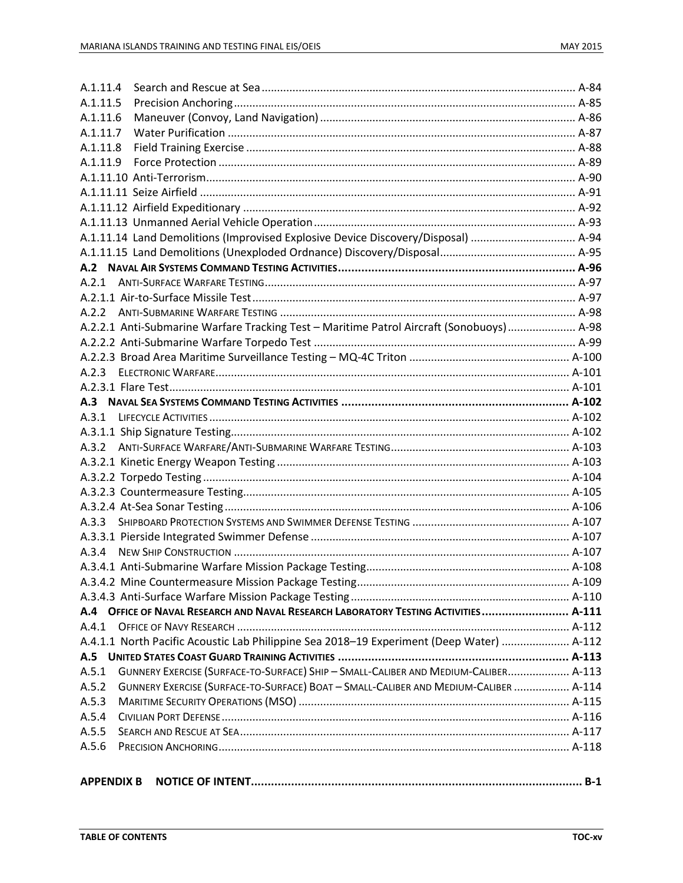A.1.11.4 Search and Rescue at Sea ..... A-84
A.1.11.5 Precision Anchoring ..... A-85
A.1.11.6 Maneuver (Convoy, Land Navigation) ..... A-86
A.1.11.7 Water Purification ..... A-87
A.1.11.8 Field Training Exercise ..... A-88
A.1.11.9 Force Protection ..... A-89
A.1.11.10 Anti-Terrorism ..... A-90
A.1.11.11 Seize Airfield ..... A-91
A.1.11.12 Airfield Expeditionary ..... A-92
A.1.11.13 Unmanned Aerial Vehicle Operation ..... A-93
A.1.11.14 Land Demolitions (Improvised Explosive Device Discovery/Disposal) ..... A-94
A.1.11.15 Land Demolitions (Unexploded Ordnance) Discovery/Disposal ..... A-95

**A.2 NAVAL AIR SYSTEMS COMMAND TESTING ACTIVITIES ..... A-96**

A.2.1 ANTI-SURFACE WARFARE TESTING ..... A-97
A.2.1.1 Air-to-Surface Missile Test ..... A-97
A.2.2 ANTI-SUBMARINE WARFARE TESTING ..... A-98
A.2.2.1 Anti-Submarine Warfare Tracking Test – Maritime Patrol Aircraft (Sonobuoys) ..... A-98
A.2.2.2 Anti-Submarine Warfare Torpedo Test ..... A-99
A.2.2.3 Broad Area Maritime Surveillance Testing – MQ-4C Triton ..... A-100
A.2.3 ELECTRONIC WARFARE ..... A-101
A.2.3.1 Flare Test ..... A-101

**A.3 NAVAL SEA SYSTEMS COMMAND TESTING ACTIVITIES ..... A-102**

A.3.1 LIFECYCLE ACTIVITIES ..... A-102
A.3.1.1 Ship Signature Testing ..... A-102
A.3.2 ANTI-SURFACE WARFARE/ANTI-SUBMARINE WARFARE TESTING ..... A-103
A.3.2.1 Kinetic Energy Weapon Testing ..... A-103
A.3.2.2 Torpedo Testing ..... A-104
A.3.2.3 Countermeasure Testing ..... A-105
A.3.2.4 At-Sea Sonar Testing ..... A-106
A.3.3 SHIPBOARD PROTECTION SYSTEMS AND SWIMMER DEFENSE TESTING ..... A-107
A.3.3.1 Pierside Integrated Swimmer Defense ..... A-107
A.3.4 NEW SHIP CONSTRUCTION ..... A-107
A.3.4.1 Anti-Submarine Warfare Mission Package Testing ..... A-108
A.3.4.2 Mine Countermeasure Mission Package Testing ..... A-109
A.3.4.3 Anti-Surface Warfare Mission Package Testing ..... A-110

**A.4 OFFICE OF NAVAL RESEARCH AND NAVAL RESEARCH LABORATORY TESTING ACTIVITIES ..... A-111**

A.4.1 OFFICE OF NAVY RESEARCH ..... A-112
A.4.1.1 North Pacific Acoustic Lab Philippine Sea 2018–19 Experiment (Deep Water) ..... A-112

**A.5 UNITED STATES COAST GUARD TRAINING ACTIVITIES ..... A-113**

A.5.1 GUNNERY EXERCISE (SURFACE-TO-SURFACE) SHIP – SMALL-CALIBER AND MEDIUM-CALIBER ..... A-113
A.5.2 GUNNERY EXERCISE (SURFACE-TO-SURFACE) BOAT – SMALL-CALIBER AND MEDIUM-CALIBER ..... A-114
A.5.3 MARITIME SECURITY OPERATIONS (MSO) ..... A-115
A.5.4 CIVILIAN PORT DEFENSE ..... A-116
A.5.5 SEARCH AND RESCUE AT SEA ..... A-117
A.5.6 PRECISION ANCHORING ..... A-118

**APPENDIX B NOTICE OF INTENT ..... B-1**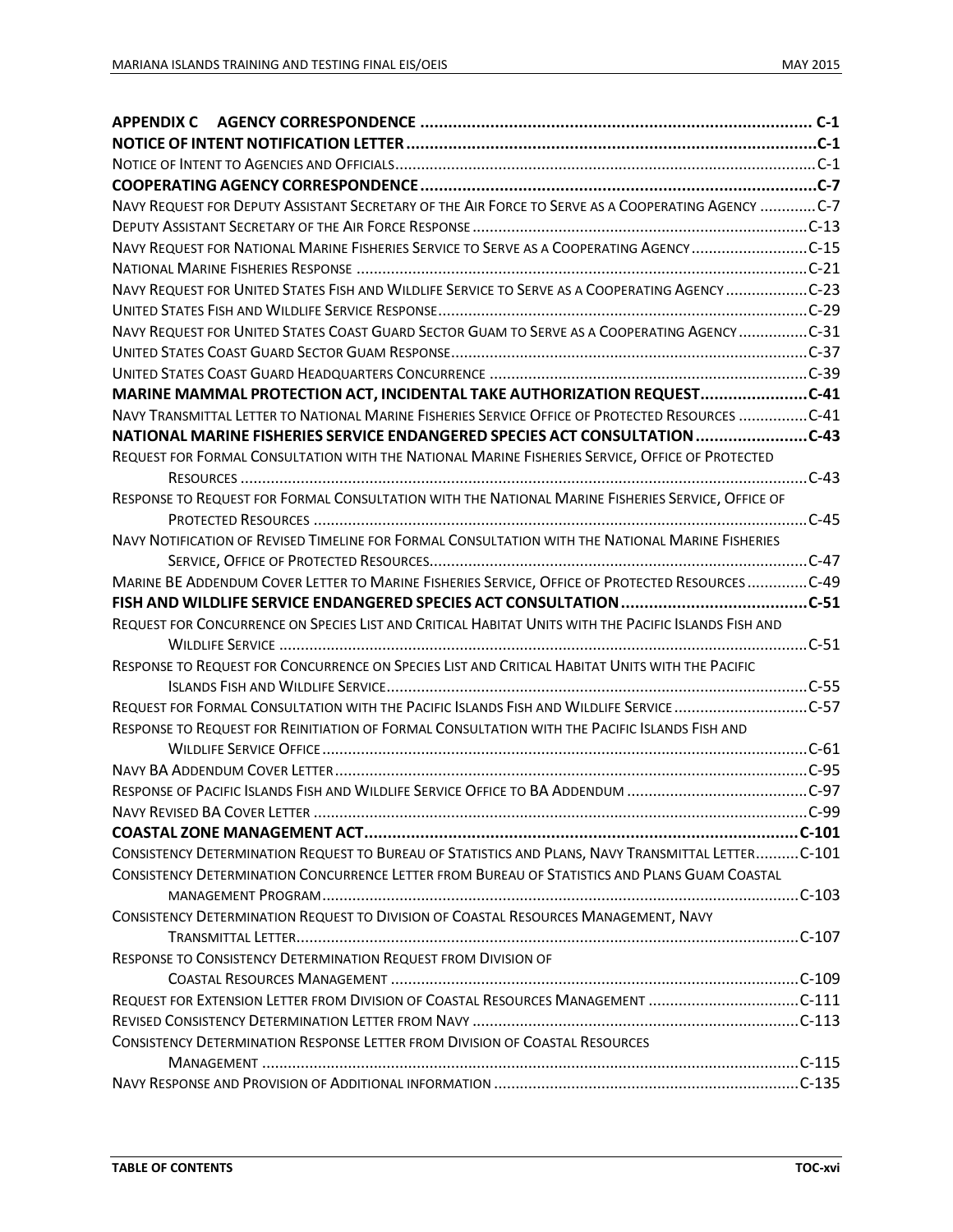**APPENDIX C AGENCY CORRESPONDENCE ..................................................................................... C-1**

**NOTICE OF INTENT NOTIFICATION LETTER ........................................................................C-1**

NOTICE OF INTENT TO AGENCIES AND OFFICIALS................................................................................................C-1

**COOPERATING AGENCY CORRESPONDENCE ....................................................................C-7**

NAVY REQUEST FOR DEPUTY ASSISTANT SECRETARY OF THE AIR FORCE TO SERVE AS A COOPERATING AGENCY ............C-7

DEPUTY ASSISTANT SECRETARY OF THE AIR FORCE RESPONSE .............................................................................C-13

NAVY REQUEST FOR NATIONAL MARINE FISHERIES SERVICE TO SERVE AS A COOPERATING AGENCY ...........................C-15

NATIONAL MARINE FISHERIES RESPONSE ........................................................................................................C-21

NAVY REQUEST FOR UNITED STATES FISH AND WILDLIFE SERVICE TO SERVE AS A COOPERATING AGENCY ...................C-23

UNITED STATES FISH AND WILDLIFE SERVICE RESPONSE.....................................................................................C-29

NAVY REQUEST FOR UNITED STATES COAST GUARD SECTOR GUAM TO SERVE AS A COOPERATING AGENCY ................C-31

UNITED STATES COAST GUARD SECTOR GUAM RESPONSE...................................................................................C-37

UNITED STATES COAST GUARD HEADQUARTERS CONCURRENCE ..........................................................................C-39

**MARINE MAMMAL PROTECTION ACT, INCIDENTAL TAKE AUTHORIZATION REQUEST.......................C-41**

NAVY TRANSMITTAL LETTER TO NATIONAL MARINE FISHERIES SERVICE OFFICE OF PROTECTED RESOURCES ................C-41

**NATIONAL MARINE FISHERIES SERVICE ENDANGERED SPECIES ACT CONSULTATION........................C-43**

REQUEST FOR FORMAL CONSULTATION WITH THE NATIONAL MARINE FISHERIES SERVICE, OFFICE OF PROTECTED RESOURCES ..................................................................................................................................C-43

RESPONSE TO REQUEST FOR FORMAL CONSULTATION WITH THE NATIONAL MARINE FISHERIES SERVICE, OFFICE OF PROTECTED RESOURCES ..................................................................................................................C-45

NAVY NOTIFICATION OF REVISED TIMELINE FOR FORMAL CONSULTATION WITH THE NATIONAL MARINE FISHERIES SERVICE, OFFICE OF PROTECTED RESOURCES.......................................................................................C-47

MARINE BE ADDENDUM COVER LETTER TO MARINE FISHERIES SERVICE, OFFICE OF PROTECTED RESOURCES .............C-49

**FISH AND WILDLIFE SERVICE ENDANGERED SPECIES ACT CONSULTATION........................................C-51**

REQUEST FOR CONCURRENCE ON SPECIES LIST AND CRITICAL HABITAT UNITS WITH THE PACIFIC ISLANDS FISH AND WILDLIFE SERVICE ..........................................................................................................................C-51

RESPONSE TO REQUEST FOR CONCURRENCE ON SPECIES LIST AND CRITICAL HABITAT UNITS WITH THE PACIFIC ISLANDS FISH AND WILDLIFE SERVICE..................................................................................................C-55

REQUEST FOR FORMAL CONSULTATION WITH THE PACIFIC ISLANDS FISH AND WILDLIFE SERVICE ...............................C-57

RESPONSE TO REQUEST FOR REINITIATION OF FORMAL CONSULTATION WITH THE PACIFIC ISLANDS FISH AND WILDLIFE SERVICE OFFICE................................................................................................................C-61

NAVY BA ADDENDUM COVER LETTER.............................................................................................................C-95

RESPONSE OF PACIFIC ISLANDS FISH AND WILDLIFE SERVICE OFFICE TO BA ADDENDUM ..........................................C-97

NAVY REVISED BA COVER LETTER ..................................................................................................................C-99

**COASTAL ZONE MANAGEMENT ACT.............................................................................................C-101**

CONSISTENCY DETERMINATION REQUEST TO BUREAU OF STATISTICS AND PLANS, NAVY TRANSMITTAL LETTER..........C-101

CONSISTENCY DETERMINATION CONCURRENCE LETTER FROM BUREAU OF STATISTICS AND PLANS GUAM COASTAL MANAGEMENT PROGRAM..............................................................................................................C-103

CONSISTENCY DETERMINATION REQUEST TO DIVISION OF COASTAL RESOURCES MANAGEMENT, NAVY TRANSMITTAL LETTER....................................................................................................................C-107

RESPONSE TO CONSISTENCY DETERMINATION REQUEST FROM DIVISION OF COASTAL RESOURCES MANAGEMENT ..............................................................................................C-109

REQUEST FOR EXTENSION LETTER FROM DIVISION OF COASTAL RESOURCES MANAGEMENT ...................................C-111

REVISED CONSISTENCY DETERMINATION LETTER FROM NAVY ............................................................................C-113

CONSISTENCY DETERMINATION RESPONSE LETTER FROM DIVISION OF COASTAL RESOURCES MANAGEMENT ............................................................................................................................C-115

NAVY RESPONSE AND PROVISION OF ADDITIONAL INFORMATION ......................................................................C-135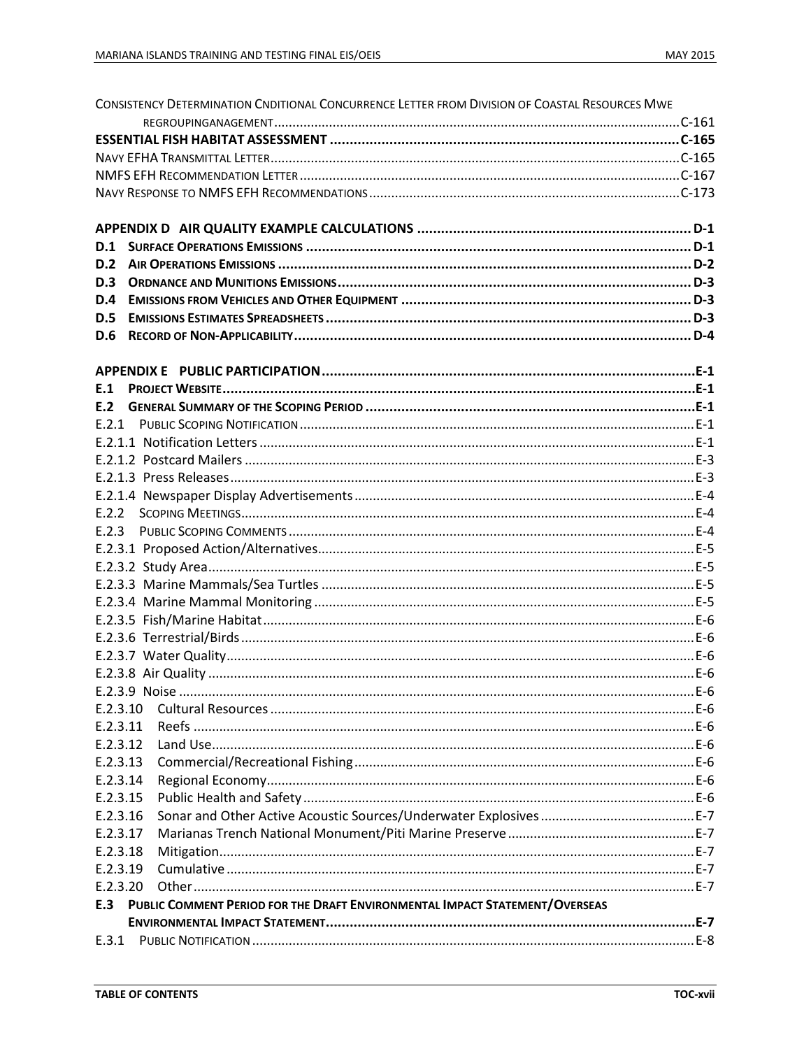Consistency Determination Cnditional Concurrence Letter from Division of Coastal Resources Mwe regroupinganagement ............ C-161

**Essential Fish Habitat Assessment ............ C-165**

Navy EFHA Transmittal Letter ............ C-165

NMFS EFH Recommendation Letter ............ C-167

Navy Response to NMFS EFH Recommendations ............ C-173

**APPENDIX D AIR QUALITY EXAMPLE CALCULATIONS ............ D-1**

**D.1 Surface Operations Emissions ............ D-1**

**D.2 Air Operations Emissions ............ D-2**

**D.3 Ordnance and Munitions Emissions ............ D-3**

**D.4 Emissions from Vehicles and Other Equipment ............ D-3**

**D.5 Emissions Estimates Spreadsheets ............ D-3**

**D.6 Record of Non-Applicability ............ D-4**

**APPENDIX E PUBLIC PARTICIPATION ............ E-1**

**E.1 Project Website ............ E-1**

**E.2 General Summary of the Scoping Period ............ E-1**

E.2.1 Public Scoping Notification ............ E-1

E.2.1.1 Notification Letters ............ E-1

E.2.1.2 Postcard Mailers ............ E-3

E.2.1.3 Press Releases ............ E-3

E.2.1.4 Newspaper Display Advertisements ............ E-4

E.2.2 Scoping Meetings ............ E-4

E.2.3 Public Scoping Comments ............ E-4

E.2.3.1 Proposed Action/Alternatives ............ E-5

E.2.3.2 Study Area ............ E-5

E.2.3.3 Marine Mammals/Sea Turtles ............ E-5

E.2.3.4 Marine Mammal Monitoring ............ E-5

E.2.3.5 Fish/Marine Habitat ............ E-6

E.2.3.6 Terrestrial/Birds ............ E-6

E.2.3.7 Water Quality ............ E-6

E.2.3.8 Air Quality ............ E-6

E.2.3.9 Noise ............ E-6

E.2.3.10 Cultural Resources ............ E-6

E.2.3.11 Reefs ............ E-6

E.2.3.12 Land Use ............ E-6

E.2.3.13 Commercial/Recreational Fishing ............ E-6

E.2.3.14 Regional Economy ............ E-6

E.2.3.15 Public Health and Safety ............ E-6

E.2.3.16 Sonar and Other Active Acoustic Sources/Underwater Explosives ............ E-7

E.2.3.17 Marianas Trench National Monument/Piti Marine Preserve ............ E-7

E.2.3.18 Mitigation ............ E-7

E.2.3.19 Cumulative ............ E-7

E.2.3.20 Other ............ E-7

**E.3 Public Comment Period for the Draft Environmental Impact Statement/Overseas Environmental Impact Statement ............ E-7**

E.3.1 Public Notification ............ E-8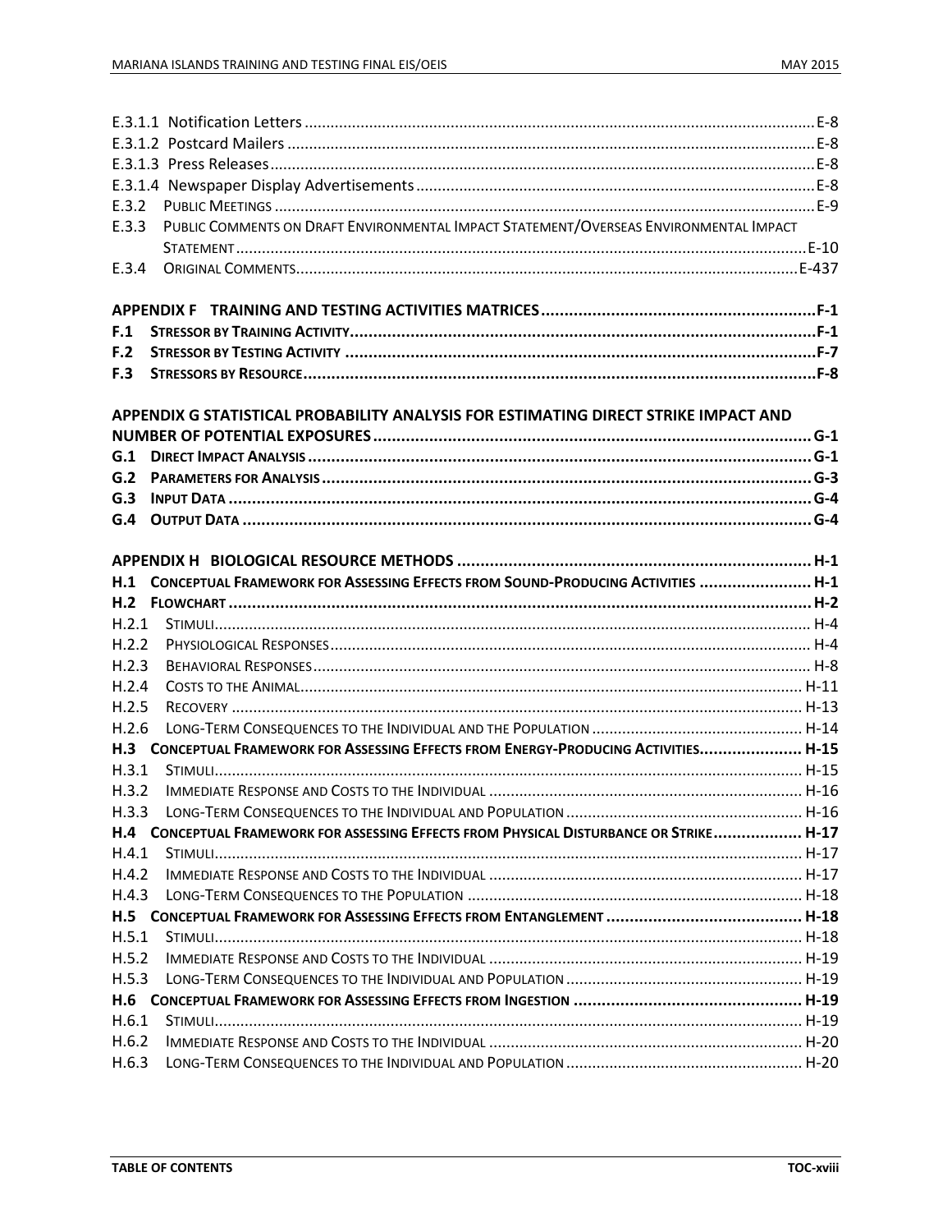E.3.1.1 Notification Letters ..... E-8
E.3.1.2 Postcard Mailers ..... E-8
E.3.1.3 Press Releases ..... E-8
E.3.1.4 Newspaper Display Advertisements ..... E-8
E.3.2 Public Meetings ..... E-9
E.3.3 Public Comments on Draft Environmental Impact Statement/Overseas Environmental Impact Statement ..... E-10
E.3.4 Original Comments ..... E-437

**APPENDIX F TRAINING AND TESTING ACTIVITIES MATRICES ..... F-1**
**F.1 Stressor by Training Activity ..... F-1**
**F.2 Stressor by Testing Activity ..... F-7**
**F.3 Stressors by Resource ..... F-8**

**APPENDIX G STATISTICAL PROBABILITY ANALYSIS FOR ESTIMATING DIRECT STRIKE IMPACT AND NUMBER OF POTENTIAL EXPOSURES ..... G-1**
**G.1 Direct Impact Analysis ..... G-1**
**G.2 Parameters for Analysis ..... G-3**
**G.3 Input Data ..... G-4**
**G.4 Output Data ..... G-4**

**APPENDIX H BIOLOGICAL RESOURCE METHODS ..... H-1**
**H.1 Conceptual Framework for Assessing Effects from Sound-Producing Activities ..... H-1**
**H.2 Flowchart ..... H-2**
H.2.1 Stimuli ..... H-4
H.2.2 Physiological Responses ..... H-4
H.2.3 Behavioral Responses ..... H-8
H.2.4 Costs to the Animal ..... H-11
H.2.5 Recovery ..... H-13
H.2.6 Long-Term Consequences to the Individual and the Population ..... H-14
**H.3 Conceptual Framework for Assessing Effects from Energy-Producing Activities ..... H-15**
H.3.1 Stimuli ..... H-15
H.3.2 Immediate Response and Costs to the Individual ..... H-16
H.3.3 Long-Term Consequences to the Individual and Population ..... H-16
**H.4 Conceptual Framework for assessing Effects from Physical Disturbance or Strike ..... H-17**
H.4.1 Stimuli ..... H-17
H.4.2 Immediate Response and Costs to the Individual ..... H-17
H.4.3 Long-Term Consequences to the Population ..... H-18
**H.5 Conceptual Framework for Assessing Effects from Entanglement ..... H-18**
H.5.1 Stimuli ..... H-18
H.5.2 Immediate Response and Costs to the Individual ..... H-19
H.5.3 Long-Term Consequences to the Individual and Population ..... H-19
**H.6 Conceptual Framework for Assessing Effects from Ingestion ..... H-19**
H.6.1 Stimuli ..... H-19
H.6.2 Immediate Response and Costs to the Individual ..... H-20
H.6.3 Long-Term Consequences to the Individual and Population ..... H-20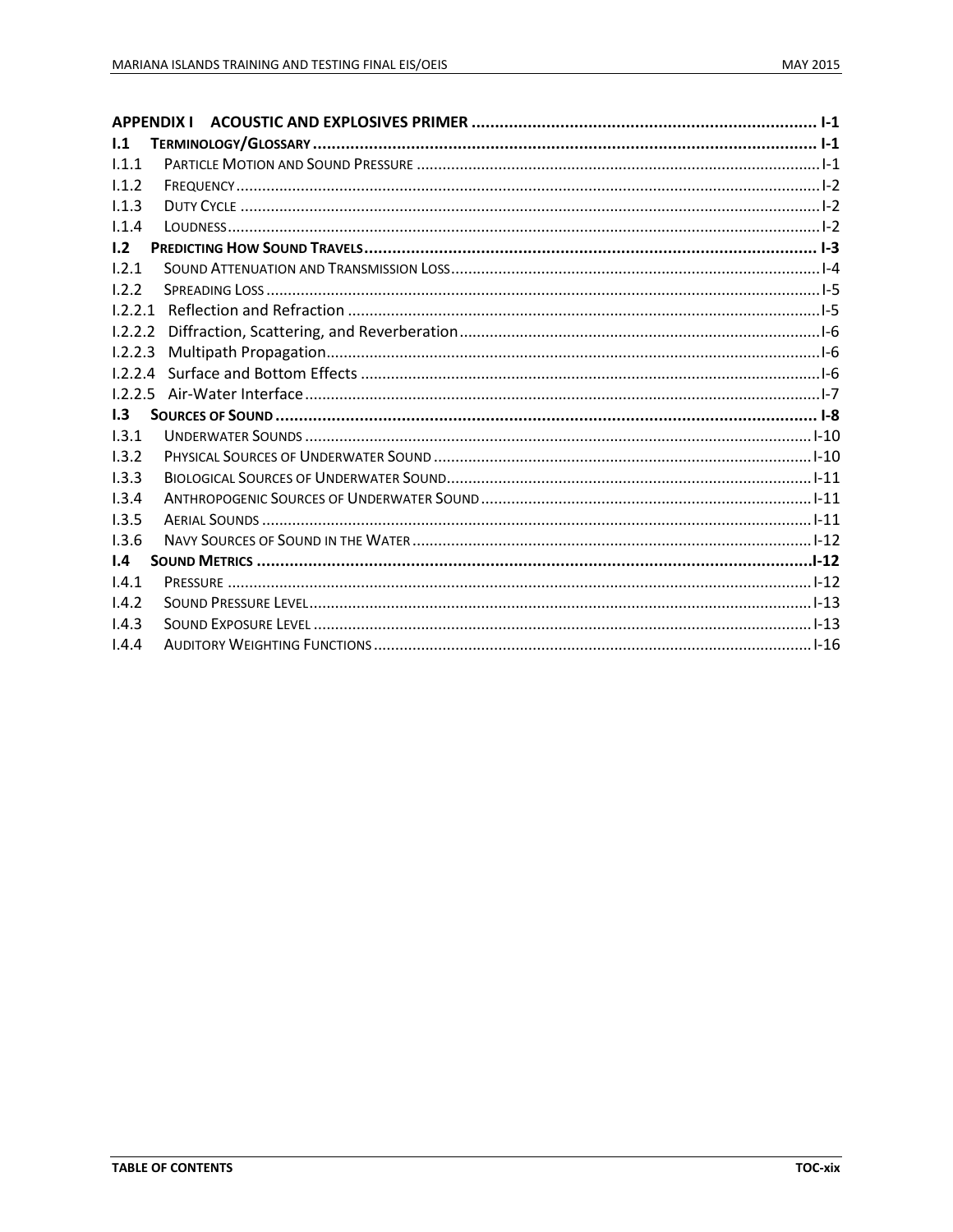**APPENDIX I ACOUSTIC AND EXPLOSIVES PRIMER** ........ I-1

**I.1 TERMINOLOGY/GLOSSARY** ........ I-1

I.1.1 PARTICLE MOTION AND SOUND PRESSURE ........ I-1

I.1.2 FREQUENCY ........ I-2

I.1.3 DUTY CYCLE ........ I-2

I.1.4 LOUDNESS ........ I-2

**I.2 PREDICTING HOW SOUND TRAVELS** ........ I-3

I.2.1 SOUND ATTENUATION AND TRANSMISSION LOSS ........ I-4

I.2.2 SPREADING LOSS ........ I-5

I.2.2.1 Reflection and Refraction ........ I-5

I.2.2.2 Diffraction, Scattering, and Reverberation ........ I-6

I.2.2.3 Multipath Propagation ........ I-6

I.2.2.4 Surface and Bottom Effects ........ I-6

I.2.2.5 Air-Water Interface ........ I-7

**I.3 SOURCES OF SOUND** ........ I-8

I.3.1 UNDERWATER SOUNDS ........ I-10

I.3.2 PHYSICAL SOURCES OF UNDERWATER SOUND ........ I-10

I.3.3 BIOLOGICAL SOURCES OF UNDERWATER SOUND ........ I-11

I.3.4 ANTHROPOGENIC SOURCES OF UNDERWATER SOUND ........ I-11

I.3.5 AERIAL SOUNDS ........ I-11

I.3.6 NAVY SOURCES OF SOUND IN THE WATER ........ I-12

**I.4 SOUND METRICS** ........ I-12

I.4.1 PRESSURE ........ I-12

I.4.2 SOUND PRESSURE LEVEL ........ I-13

I.4.3 SOUND EXPOSURE LEVEL ........ I-13

I.4.4 AUDITORY WEIGHTING FUNCTIONS ........ I-16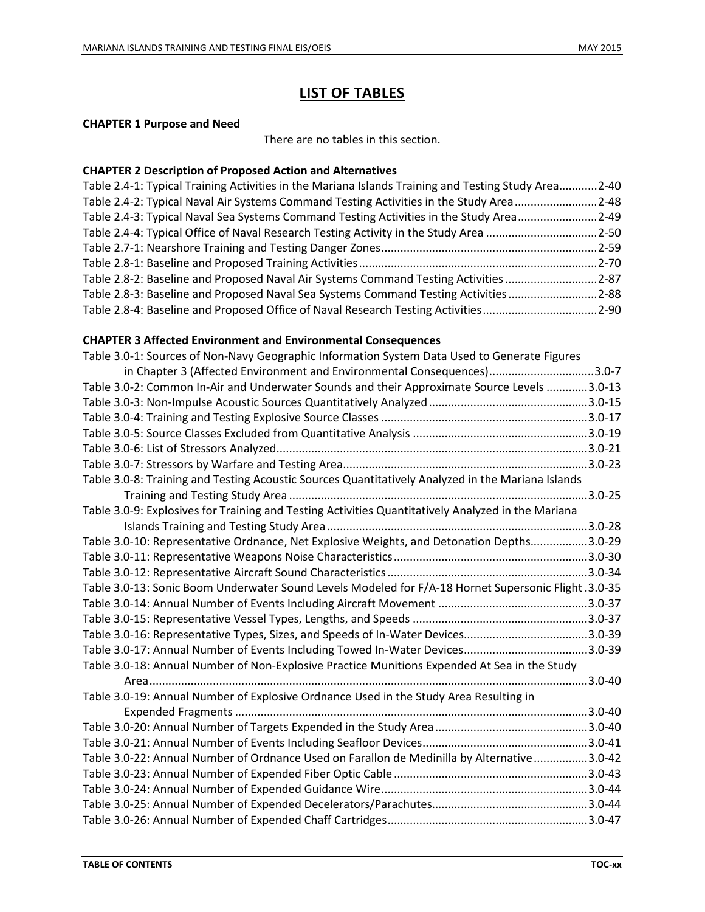# LIST OF TABLES

**CHAPTER 1 Purpose and Need**

There are no tables in this section.

**CHAPTER 2 Description of Proposed Action and Alternatives**

Table 2.4-1: Typical Training Activities in the Mariana Islands Training and Testing Study Area ............ 2-40
Table 2.4-2: Typical Naval Air Systems Command Testing Activities in the Study Area .......................... 2-48
Table 2.4-3: Typical Naval Sea Systems Command Testing Activities in the Study Area ......................... 2-49
Table 2.4-4: Typical Office of Naval Research Testing Activity in the Study Area ................................... 2-50
Table 2.7-1: Nearshore Training and Testing Danger Zones ................................................................... 2-59
Table 2.8-1: Baseline and Proposed Training Activities .......................................................................... 2-70
Table 2.8-2: Baseline and Proposed Naval Air Systems Command Testing Activities ............................. 2-87
Table 2.8-3: Baseline and Proposed Naval Sea Systems Command Testing Activities ............................ 2-88
Table 2.8-4: Baseline and Proposed Office of Naval Research Testing Activities .................................... 2-90

**CHAPTER 3 Affected Environment and Environmental Consequences**

Table 3.0-1: Sources of Non-Navy Geographic Information System Data Used to Generate Figures in Chapter 3 (Affected Environment and Environmental Consequences) ................................. 3.0-7
Table 3.0-2: Common In-Air and Underwater Sounds and their Approximate Source Levels ............. 3.0-13
Table 3.0-3: Non-Impulse Acoustic Sources Quantitatively Analyzed .................................................. 3.0-15
Table 3.0-4: Training and Testing Explosive Source Classes ................................................................ 3.0-17
Table 3.0-5: Source Classes Excluded from Quantitative Analysis ....................................................... 3.0-19
Table 3.0-6: List of Stressors Analyzed ................................................................................................. 3.0-21
Table 3.0-7: Stressors by Warfare and Testing Area ............................................................................ 3.0-23
Table 3.0-8: Training and Testing Acoustic Sources Quantitatively Analyzed in the Mariana Islands Training and Testing Study Area ............................................................................................. 3.0-25
Table 3.0-9: Explosives for Training and Testing Activities Quantitatively Analyzed in the Mariana Islands Training and Testing Study Area ................................................................................. 3.0-28
Table 3.0-10: Representative Ordnance, Net Explosive Weights, and Detonation Depths.................. 3.0-29
Table 3.0-11: Representative Weapons Noise Characteristics ............................................................. 3.0-30
Table 3.0-12: Representative Aircraft Sound Characteristics ............................................................... 3.0-34
Table 3.0-13: Sonic Boom Underwater Sound Levels Modeled for F/A-18 Hornet Supersonic Flight . 3.0-35
Table 3.0-14: Annual Number of Events Including Aircraft Movement ............................................... 3.0-37
Table 3.0-15: Representative Vessel Types, Lengths, and Speeds ....................................................... 3.0-37
Table 3.0-16: Representative Types, Sizes, and Speeds of In-Water Devices....................................... 3.0-39
Table 3.0-17: Annual Number of Events Including Towed In-Water Devices....................................... 3.0-39
Table 3.0-18: Annual Number of Non-Explosive Practice Munitions Expended At Sea in the Study Area ......................................................................................................................................... 3.0-40
Table 3.0-19: Annual Number of Explosive Ordnance Used in the Study Area Resulting in Expended Fragments .............................................................................................................. 3.0-40
Table 3.0-20: Annual Number of Targets Expended in the Study Area ................................................ 3.0-40
Table 3.0-21: Annual Number of Events Including Seafloor Devices.................................................... 3.0-41
Table 3.0-22: Annual Number of Ordnance Used on Farallon de Medinilla by Alternative ................. 3.0-42
Table 3.0-23: Annual Number of Expended Fiber Optic Cable ............................................................. 3.0-43
Table 3.0-24: Annual Number of Expended Guidance Wire ................................................................. 3.0-44
Table 3.0-25: Annual Number of Expended Decelerators/Parachutes................................................. 3.0-44
Table 3.0-26: Annual Number of Expended Chaff Cartridges ............................................................... 3.0-47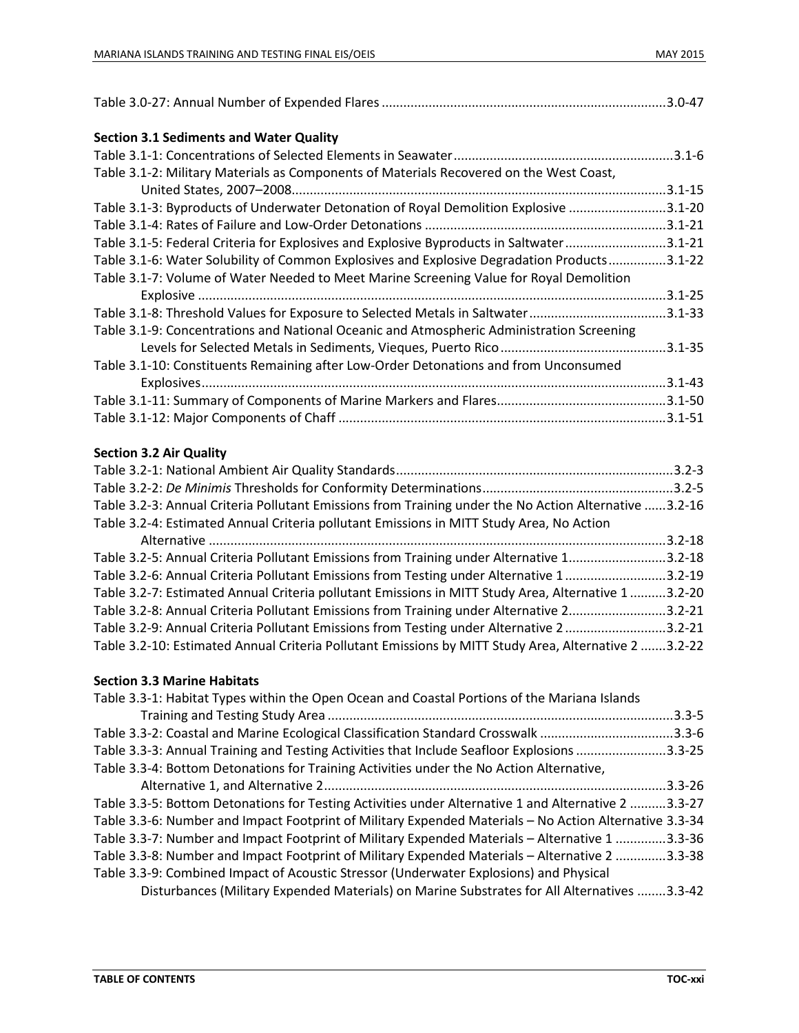Table 3.0-27: Annual Number of Expended Flares ............................................................................3.0-47

**Section 3.1 Sediments and Water Quality**

Table 3.1-1: Concentrations of Selected Elements in Seawater ............................................................3.1-6

Table 3.1-2: Military Materials as Components of Materials Recovered on the West Coast, United States, 2007–2008.......................................................................................................3.1-15

Table 3.1-3: Byproducts of Underwater Detonation of Royal Demolition Explosive ...........................3.1-20

Table 3.1-4: Rates of Failure and Low-Order Detonations ..................................................................3.1-21

Table 3.1-5: Federal Criteria for Explosives and Explosive Byproducts in Saltwater ............................3.1-21

Table 3.1-6: Water Solubility of Common Explosives and Explosive Degradation Products................3.1-22

Table 3.1-7: Volume of Water Needed to Meet Marine Screening Value for Royal Demolition Explosive ................................................................................................................................3.1-25

Table 3.1-8: Threshold Values for Exposure to Selected Metals in Saltwater ......................................3.1-33

Table 3.1-9: Concentrations and National Oceanic and Atmospheric Administration Screening Levels for Selected Metals in Sediments, Vieques, Puerto Rico ..............................................3.1-35

Table 3.1-10: Constituents Remaining after Low-Order Detonations and from Unconsumed Explosives...............................................................................................................................3.1-43

Table 3.1-11: Summary of Components of Marine Markers and Flares...............................................3.1-50

Table 3.1-12: Major Components of Chaff ..........................................................................................3.1-51

**Section 3.2 Air Quality**

Table 3.2-1: National Ambient Air Quality Standards............................................................................3.2-3

Table 3.2-2: *De Minimis* Thresholds for Conformity Determinations.....................................................3.2-5

Table 3.2-3: Annual Criteria Pollutant Emissions from Training under the No Action Alternative ......3.2-16

Table 3.2-4: Estimated Annual Criteria pollutant Emissions in MITT Study Area, No Action Alternative .............................................................................................................................3.2-18

Table 3.2-5: Annual Criteria Pollutant Emissions from Training under Alternative 1...........................3.2-18

Table 3.2-6: Annual Criteria Pollutant Emissions from Testing under Alternative 1 ............................3.2-19

Table 3.2-7: Estimated Annual Criteria pollutant Emissions in MITT Study Area, Alternative 1 ..........3.2-20

Table 3.2-8: Annual Criteria Pollutant Emissions from Training under Alternative 2...........................3.2-21

Table 3.2-9: Annual Criteria Pollutant Emissions from Testing under Alternative 2 ............................3.2-21

Table 3.2-10: Estimated Annual Criteria Pollutant Emissions by MITT Study Area, Alternative 2 .......3.2-22

**Section 3.3 Marine Habitats**

Table 3.3-1: Habitat Types within the Open Ocean and Coastal Portions of the Mariana Islands Training and Testing Study Area ..............................................................................................3.3-5

Table 3.3-2: Coastal and Marine Ecological Classification Standard Crosswalk .....................................3.3-6

Table 3.3-3: Annual Training and Testing Activities that Include Seafloor Explosions .........................3.3-25

Table 3.3-4: Bottom Detonations for Training Activities under the No Action Alternative, Alternative 1, and Alternative 2..............................................................................................3.3-26

Table 3.3-5: Bottom Detonations for Testing Activities under Alternative 1 and Alternative 2 ..........3.3-27

Table 3.3-6: Number and Impact Footprint of Military Expended Materials – No Action Alternative 3.3-34

Table 3.3-7: Number and Impact Footprint of Military Expended Materials – Alternative 1 ..............3.3-36

Table 3.3-8: Number and Impact Footprint of Military Expended Materials – Alternative 2 ..............3.3-38

Table 3.3-9: Combined Impact of Acoustic Stressor (Underwater Explosions) and Physical Disturbances (Military Expended Materials) on Marine Substrates for All Alternatives ........3.3-42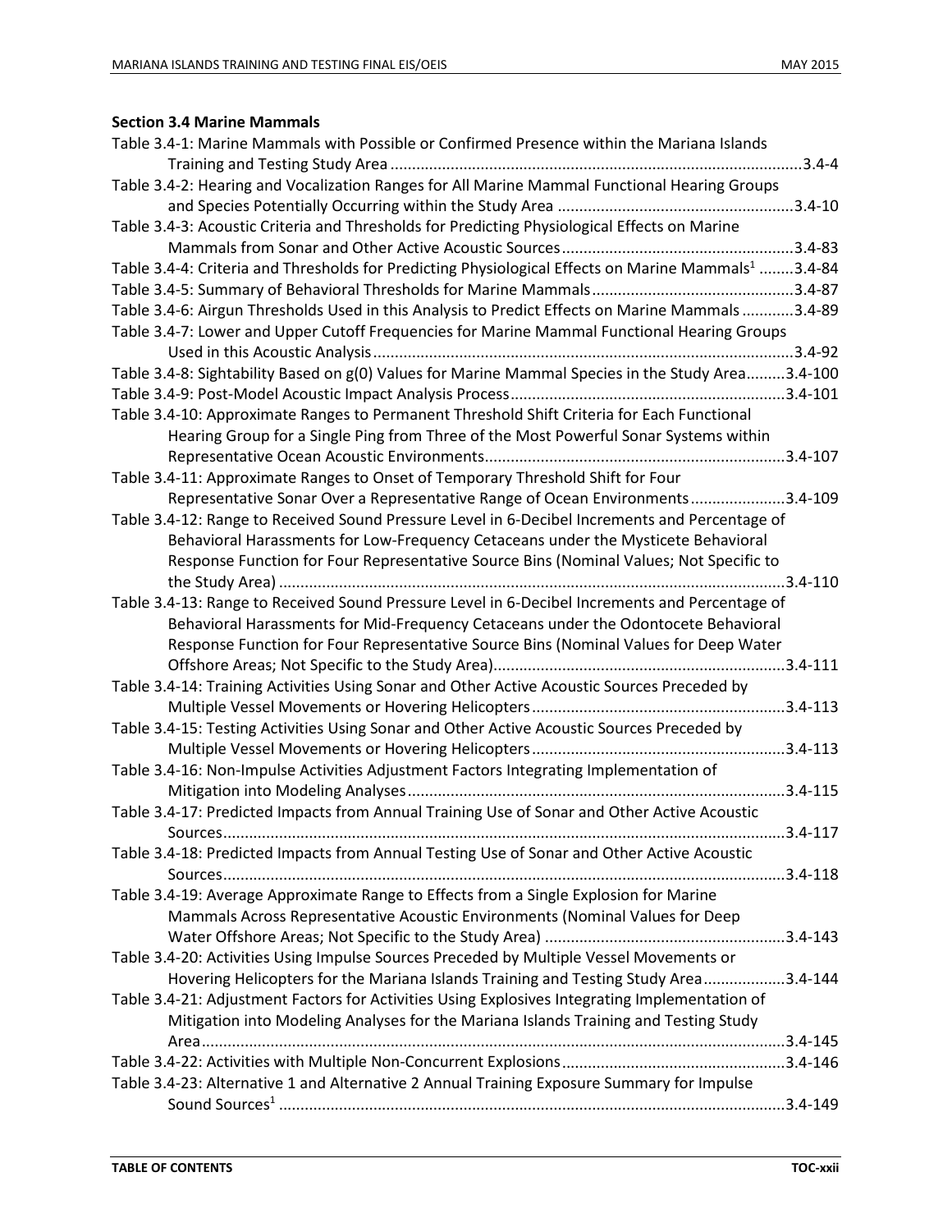**Section 3.4 Marine Mammals**

Table 3.4-1: Marine Mammals with Possible or Confirmed Presence within the Mariana Islands Training and Testing Study Area ....................................................................................3.4-4

Table 3.4-2: Hearing and Vocalization Ranges for All Marine Mammal Functional Hearing Groups and Species Potentially Occurring within the Study Area .......................................................3.4-10

Table 3.4-3: Acoustic Criteria and Thresholds for Predicting Physiological Effects on Marine Mammals from Sonar and Other Active Acoustic Sources......................................................3.4-83

Table 3.4-4: Criteria and Thresholds for Predicting Physiological Effects on Marine Mammals[1] ........3.4-84

Table 3.4-5: Summary of Behavioral Thresholds for Marine Mammals...............................................3.4-87

Table 3.4-6: Airgun Thresholds Used in this Analysis to Predict Effects on Marine Mammals ............3.4-89

Table 3.4-7: Lower and Upper Cutoff Frequencies for Marine Mammal Functional Hearing Groups Used in this Acoustic Analysis.................................................................................................3.4-92

Table 3.4-8: Sightability Based on g(0) Values for Marine Mammal Species in the Study Area.........3.4-100

Table 3.4-9: Post-Model Acoustic Impact Analysis Process................................................................3.4-101

Table 3.4-10: Approximate Ranges to Permanent Threshold Shift Criteria for Each Functional Hearing Group for a Single Ping from Three of the Most Powerful Sonar Systems within Representative Ocean Acoustic Environments......................................................................3.4-107

Table 3.4-11: Approximate Ranges to Onset of Temporary Threshold Shift for Four Representative Sonar Over a Representative Range of Ocean Environments......................3.4-109

Table 3.4-12: Range to Received Sound Pressure Level in 6-Decibel Increments and Percentage of Behavioral Harassments for Low-Frequency Cetaceans under the Mysticete Behavioral Response Function for Four Representative Source Bins (Nominal Values; Not Specific to the Study Area) .....................................................................................................................3.4-110

Table 3.4-13: Range to Received Sound Pressure Level in 6-Decibel Increments and Percentage of Behavioral Harassments for Mid-Frequency Cetaceans under the Odontocete Behavioral Response Function for Four Representative Source Bins (Nominal Values for Deep Water Offshore Areas; Not Specific to the Study Area)...................................................................3.4-111

Table 3.4-14: Training Activities Using Sonar and Other Active Acoustic Sources Preceded by Multiple Vessel Movements or Hovering Helicopters...........................................................3.4-113

Table 3.4-15: Testing Activities Using Sonar and Other Active Acoustic Sources Preceded by Multiple Vessel Movements or Hovering Helicopters...........................................................3.4-113

Table 3.4-16: Non-Impulse Activities Adjustment Factors Integrating Implementation of Mitigation into Modeling Analyses.......................................................................................3.4-115

Table 3.4-17: Predicted Impacts from Annual Training Use of Sonar and Other Active Acoustic Sources...................................................................................................................................3.4-117

Table 3.4-18: Predicted Impacts from Annual Testing Use of Sonar and Other Active Acoustic Sources...................................................................................................................................3.4-118

Table 3.4-19: Average Approximate Range to Effects from a Single Explosion for Marine Mammals Across Representative Acoustic Environments (Nominal Values for Deep Water Offshore Areas; Not Specific to the Study Area) ........................................................3.4-143

Table 3.4-20: Activities Using Impulse Sources Preceded by Multiple Vessel Movements or Hovering Helicopters for the Mariana Islands Training and Testing Study Area...................3.4-144

Table 3.4-21: Adjustment Factors for Activities Using Explosives Integrating Implementation of Mitigation into Modeling Analyses for the Mariana Islands Training and Testing Study Area.......................................................................................................................................3.4-145

Table 3.4-22: Activities with Multiple Non-Concurrent Explosions....................................................3.4-146

Table 3.4-23: Alternative 1 and Alternative 2 Annual Training Exposure Summary for Impulse Sound Sources[1] .....................................................................................................................3.4-149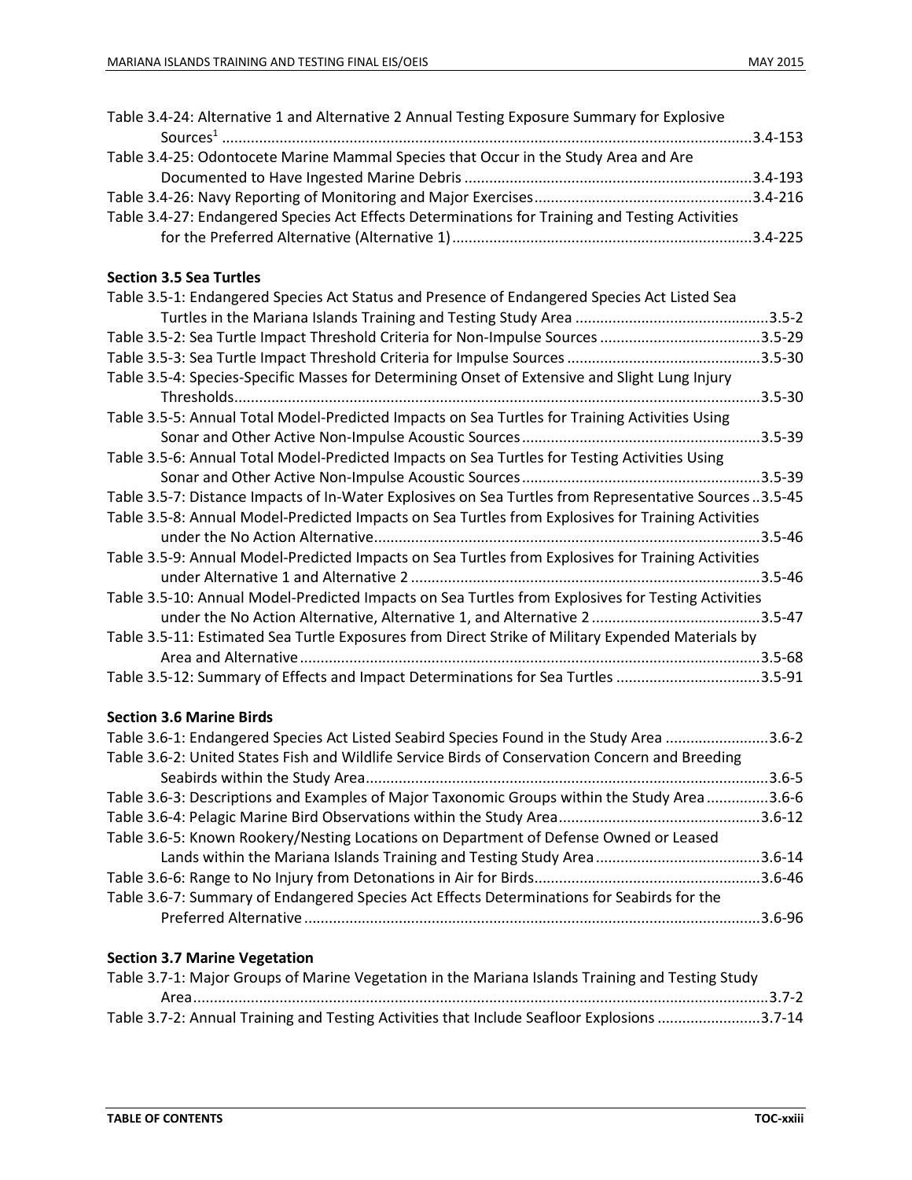Table 3.4-24: Alternative 1 and Alternative 2 Annual Testing Exposure Summary for Explosive Sources[1] ..... 3.4-153

Table 3.4-25: Odontocete Marine Mammal Species that Occur in the Study Area and Are Documented to Have Ingested Marine Debris ..... 3.4-193

Table 3.4-26: Navy Reporting of Monitoring and Major Exercises ..... 3.4-216

Table 3.4-27: Endangered Species Act Effects Determinations for Training and Testing Activities for the Preferred Alternative (Alternative 1) ..... 3.4-225

**Section 3.5 Sea Turtles**

Table 3.5-1: Endangered Species Act Status and Presence of Endangered Species Act Listed Sea Turtles in the Mariana Islands Training and Testing Study Area ..... 3.5-2

Table 3.5-2: Sea Turtle Impact Threshold Criteria for Non-Impulse Sources ..... 3.5-29

Table 3.5-3: Sea Turtle Impact Threshold Criteria for Impulse Sources ..... 3.5-30

Table 3.5-4: Species-Specific Masses for Determining Onset of Extensive and Slight Lung Injury Thresholds ..... 3.5-30

Table 3.5-5: Annual Total Model-Predicted Impacts on Sea Turtles for Training Activities Using Sonar and Other Active Non-Impulse Acoustic Sources ..... 3.5-39

Table 3.5-6: Annual Total Model-Predicted Impacts on Sea Turtles for Testing Activities Using Sonar and Other Active Non-Impulse Acoustic Sources ..... 3.5-39

Table 3.5-7: Distance Impacts of In-Water Explosives on Sea Turtles from Representative Sources ..... 3.5-45

Table 3.5-8: Annual Model-Predicted Impacts on Sea Turtles from Explosives for Training Activities under the No Action Alternative ..... 3.5-46

Table 3.5-9: Annual Model-Predicted Impacts on Sea Turtles from Explosives for Training Activities under Alternative 1 and Alternative 2 ..... 3.5-46

Table 3.5-10: Annual Model-Predicted Impacts on Sea Turtles from Explosives for Testing Activities under the No Action Alternative, Alternative 1, and Alternative 2 ..... 3.5-47

Table 3.5-11: Estimated Sea Turtle Exposures from Direct Strike of Military Expended Materials by Area and Alternative ..... 3.5-68

Table 3.5-12: Summary of Effects and Impact Determinations for Sea Turtles ..... 3.5-91

**Section 3.6 Marine Birds**

Table 3.6-1: Endangered Species Act Listed Seabird Species Found in the Study Area ..... 3.6-2

Table 3.6-2: United States Fish and Wildlife Service Birds of Conservation Concern and Breeding Seabirds within the Study Area ..... 3.6-5

Table 3.6-3: Descriptions and Examples of Major Taxonomic Groups within the Study Area ..... 3.6-6

Table 3.6-4: Pelagic Marine Bird Observations within the Study Area ..... 3.6-12

Table 3.6-5: Known Rookery/Nesting Locations on Department of Defense Owned or Leased Lands within the Mariana Islands Training and Testing Study Area ..... 3.6-14

Table 3.6-6: Range to No Injury from Detonations in Air for Birds ..... 3.6-46

Table 3.6-7: Summary of Endangered Species Act Effects Determinations for Seabirds for the Preferred Alternative ..... 3.6-96

**Section 3.7 Marine Vegetation**

Table 3.7-1: Major Groups of Marine Vegetation in the Mariana Islands Training and Testing Study Area ..... 3.7-2

Table 3.7-2: Annual Training and Testing Activities that Include Seafloor Explosions ..... 3.7-14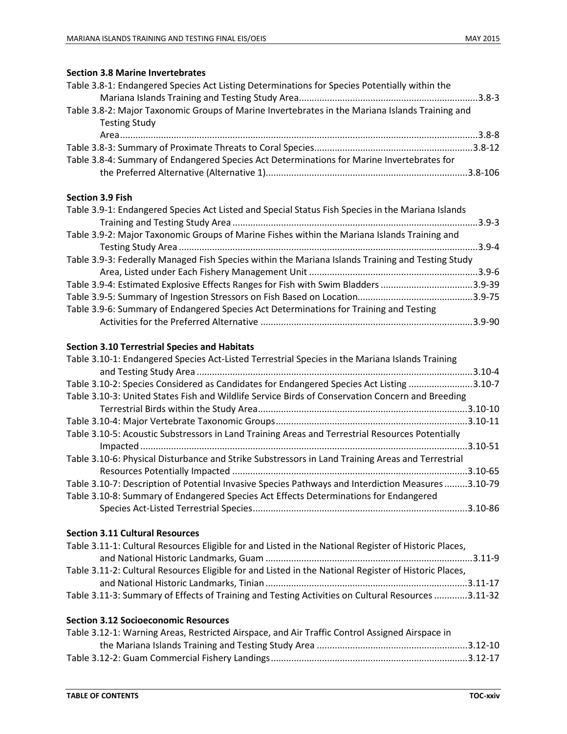**Section 3.8 Marine Invertebrates**

Table 3.8-1: Endangered Species Act Listing Determinations for Species Potentially within the Mariana Islands Training and Testing Study Area.....................................................................3.8-3

Table 3.8-2: Major Taxonomic Groups of Marine Invertebrates in the Mariana Islands Training and Testing Study Area...........................................................................................................................................3.8-8

Table 3.8-3: Summary of Proximate Threats to Coral Species.............................................................3.8-12

Table 3.8-4: Summary of Endangered Species Act Determinations for Marine Invertebrates for the Preferred Alternative (Alternative 1)..............................................................................3.8-106

**Section 3.9 Fish**

Table 3.9-1: Endangered Species Act Listed and Special Status Fish Species in the Mariana Islands Training and Testing Study Area ................................................................................................3.9-3

Table 3.9-2: Major Taxonomic Groups of Marine Fishes within the Mariana Islands Training and Testing Study Area ....................................................................................................................3.9-4

Table 3.9-3: Federally Managed Fish Species within the Mariana Islands Training and Testing Study Area, Listed under Each Fishery Management Unit .................................................................3.9-6

Table 3.9-4: Estimated Explosive Effects Ranges for Fish with Swim Bladders ....................................3.9-39

Table 3.9-5: Summary of Ingestion Stressors on Fish Based on Location............................................3.9-75

Table 3.9-6: Summary of Endangered Species Act Determinations for Training and Testing Activities for the Preferred Alternative ..................................................................................3.9-90

**Section 3.10 Terrestrial Species and Habitats**

Table 3.10-1: Endangered Species Act-Listed Terrestrial Species in the Mariana Islands Training and Testing Study Area ...........................................................................................................3.10-4

Table 3.10-2: Species Considered as Candidates for Endangered Species Act Listing .........................3.10-7

Table 3.10-3: United States Fish and Wildlife Service Birds of Conservation Concern and Breeding Terrestrial Birds within the Study Area.................................................................................3.10-10

Table 3.10-4: Major Vertebrate Taxonomic Groups...........................................................................3.10-11

Table 3.10-5: Acoustic Substressors in Land Training Areas and Terrestrial Resources Potentially Impacted ..............................................................................................................................3.10-51

Table 3.10-6: Physical Disturbance and Strike Substressors in Land Training Areas and Terrestrial Resources Potentially Impacted ...........................................................................................3.10-65

Table 3.10-7: Description of Potential Invasive Species Pathways and Interdiction Measures .........3.10-79

Table 3.10-8: Summary of Endangered Species Act Effects Determinations for Endangered Species Act-Listed Terrestrial Species...................................................................................3.10-86

**Section 3.11 Cultural Resources**

Table 3.11-1: Cultural Resources Eligible for and Listed in the National Register of Historic Places, and National Historic Landmarks, Guam ................................................................................3.11-9

Table 3.11-2: Cultural Resources Eligible for and Listed in the National Register of Historic Places, and National Historic Landmarks, Tinian ..............................................................................3.11-17

Table 3.11-3: Summary of Effects of Training and Testing Activities on Cultural Resources .............3.11-32

**Section 3.12 Socioeconomic Resources**

Table 3.12-1: Warning Areas, Restricted Airspace, and Air Traffic Control Assigned Airspace in the Mariana Islands Training and Testing Study Area ...........................................................3.12-10

Table 3.12-2: Guam Commercial Fishery Landings............................................................................3.12-17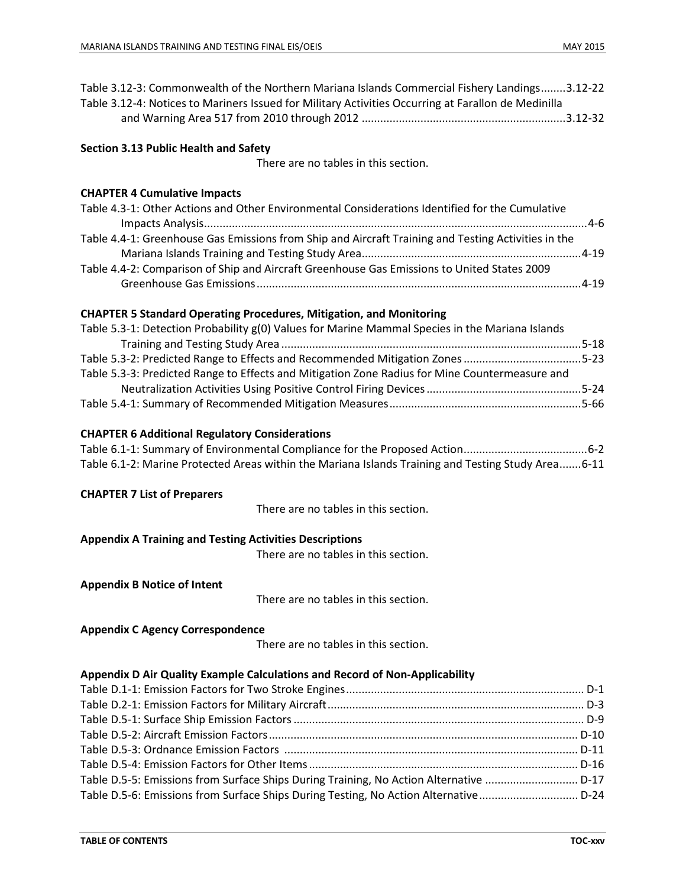Table 3.12-3: Commonwealth of the Northern Mariana Islands Commercial Fishery Landings........3.12-22
Table 3.12-4: Notices to Mariners Issued for Military Activities Occurring at Farallon de Medinilla and Warning Area 517 from 2010 through 2012 ..................................................................3.12-32

**Section 3.13 Public Health and Safety**

There are no tables in this section.

**CHAPTER 4 Cumulative Impacts**

Table 4.3-1: Other Actions and Other Environmental Considerations Identified for the Cumulative Impacts Analysis..........................................................................................................................4-6
Table 4.4-1: Greenhouse Gas Emissions from Ship and Aircraft Training and Testing Activities in the Mariana Islands Training and Testing Study Area......................................................................4-19
Table 4.4-2: Comparison of Ship and Aircraft Greenhouse Gas Emissions to United States 2009 Greenhouse Gas Emissions........................................................................................................4-19

**CHAPTER 5 Standard Operating Procedures, Mitigation, and Monitoring**

Table 5.3-1: Detection Probability g(0) Values for Marine Mammal Species in the Mariana Islands Training and Testing Study Area ................................................................................................5-18
Table 5.3-2: Predicted Range to Effects and Recommended Mitigation Zones ......................................5-23
Table 5.3-3: Predicted Range to Effects and Mitigation Zone Radius for Mine Countermeasure and Neutralization Activities Using Positive Control Firing Devices ..................................................5-24
Table 5.4-1: Summary of Recommended Mitigation Measures..............................................................5-66

**CHAPTER 6 Additional Regulatory Considerations**

Table 6.1-1: Summary of Environmental Compliance for the Proposed Action........................................6-2
Table 6.1-2: Marine Protected Areas within the Mariana Islands Training and Testing Study Area.......6-11

**CHAPTER 7 List of Preparers**

There are no tables in this section.

**Appendix A Training and Testing Activities Descriptions**

There are no tables in this section.

**Appendix B Notice of Intent**

There are no tables in this section.

**Appendix C Agency Correspondence**

There are no tables in this section.

**Appendix D Air Quality Example Calculations and Record of Non-Applicability**

Table D.1-1: Emission Factors for Two Stroke Engines............................................................................ D-1
Table D.2-1: Emission Factors for Military Aircraft.................................................................................. D-3
Table D.5-1: Surface Ship Emission Factors ............................................................................................ D-9
Table D.5-2: Aircraft Emission Factors................................................................................................... D-10
Table D.5-3: Ordnance Emission Factors .............................................................................................. D-11
Table D.5-4: Emission Factors for Other Items...................................................................................... D-16
Table D.5-5: Emissions from Surface Ships During Training, No Action Alternative ............................. D-17
Table D.5-6: Emissions from Surface Ships During Testing, No Action Alternative............................... D-24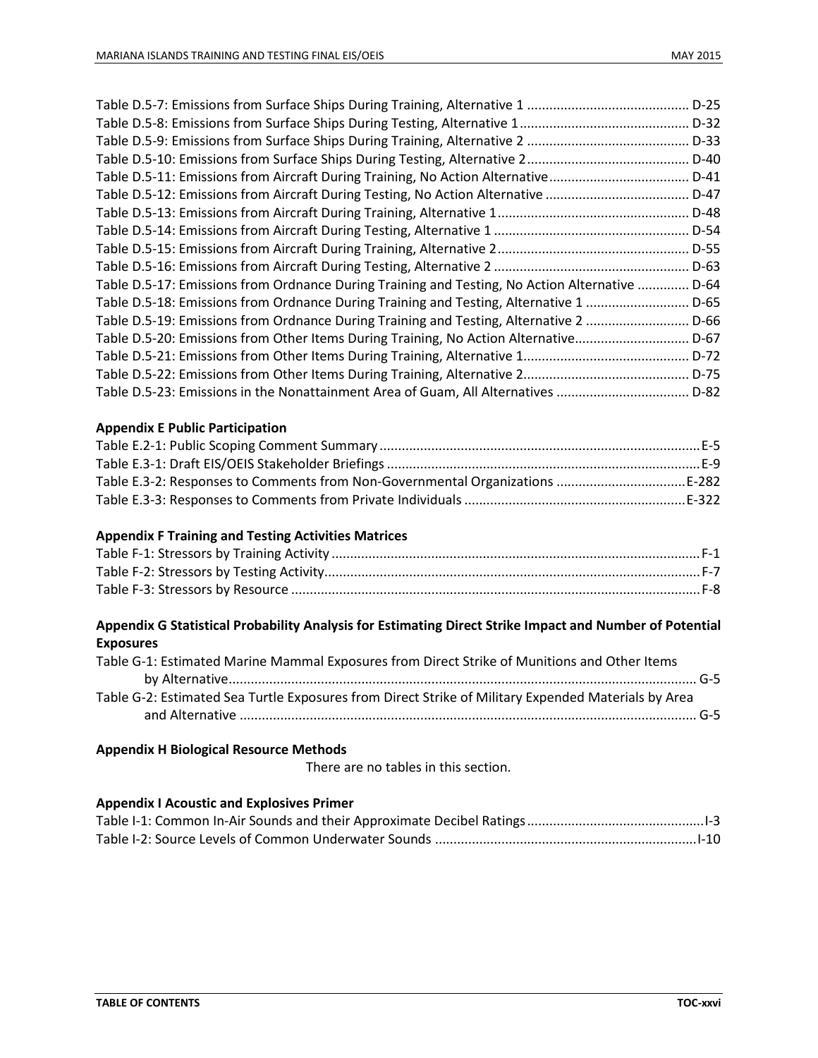Table D.5-7: Emissions from Surface Ships During Training, Alternative 1 ............................................ D-25
Table D.5-8: Emissions from Surface Ships During Testing, Alternative 1.............................................. D-32
Table D.5-9: Emissions from Surface Ships During Training, Alternative 2 ............................................ D-33
Table D.5-10: Emissions from Surface Ships During Testing, Alternative 2............................................ D-40
Table D.5-11: Emissions from Aircraft During Training, No Action Alternative...................................... D-41
Table D.5-12: Emissions from Aircraft During Testing, No Action Alternative ....................................... D-47
Table D.5-13: Emissions from Aircraft During Training, Alternative 1.................................................... D-48
Table D.5-14: Emissions from Aircraft During Testing, Alternative 1 ..................................................... D-54
Table D.5-15: Emissions from Aircraft During Training, Alternative 2.................................................... D-55
Table D.5-16: Emissions from Aircraft During Testing, Alternative 2 ..................................................... D-63
Table D.5-17: Emissions from Ordnance During Training and Testing, No Action Alternative .............. D-64
Table D.5-18: Emissions from Ordnance During Training and Testing, Alternative 1 ............................ D-65
Table D.5-19: Emissions from Ordnance During Training and Testing, Alternative 2 ............................ D-66
Table D.5-20: Emissions from Other Items During Training, No Action Alternative............................... D-67
Table D.5-21: Emissions from Other Items During Training, Alternative 1............................................. D-72
Table D.5-22: Emissions from Other Items During Training, Alternative 2............................................. D-75
Table D.5-23: Emissions in the Nonattainment Area of Guam, All Alternatives .................................... D-82

**Appendix E Public Participation**

Table E.2-1: Public Scoping Comment Summary......................................................................................E-5
Table E.3-1: Draft EIS/OEIS Stakeholder Briefings ....................................................................................E-9
Table E.3-2: Responses to Comments from Non-Governmental Organizations ...................................E-282
Table E.3-3: Responses to Comments from Private Individuals ............................................................E-322

**Appendix F Training and Testing Activities Matrices**

Table F-1: Stressors by Training Activity ...................................................................................................F-1
Table F-2: Stressors by Testing Activity.....................................................................................................F-7
Table F-3: Stressors by Resource ..............................................................................................................F-8

**Appendix G Statistical Probability Analysis for Estimating Direct Strike Impact and Number of Potential Exposures**

Table G-1: Estimated Marine Mammal Exposures from Direct Strike of Munitions and Other Items by Alternative.............................................................................................................................. G-5
Table G-2: Estimated Sea Turtle Exposures from Direct Strike of Military Expended Materials by Area and Alternative ........................................................................................................................... G-5

**Appendix H Biological Resource Methods**

There are no tables in this section.

**Appendix I Acoustic and Explosives Primer**

Table I-1: Common In-Air Sounds and their Approximate Decibel Ratings................................................I-3
Table I-2: Source Levels of Common Underwater Sounds .......................................................................I-10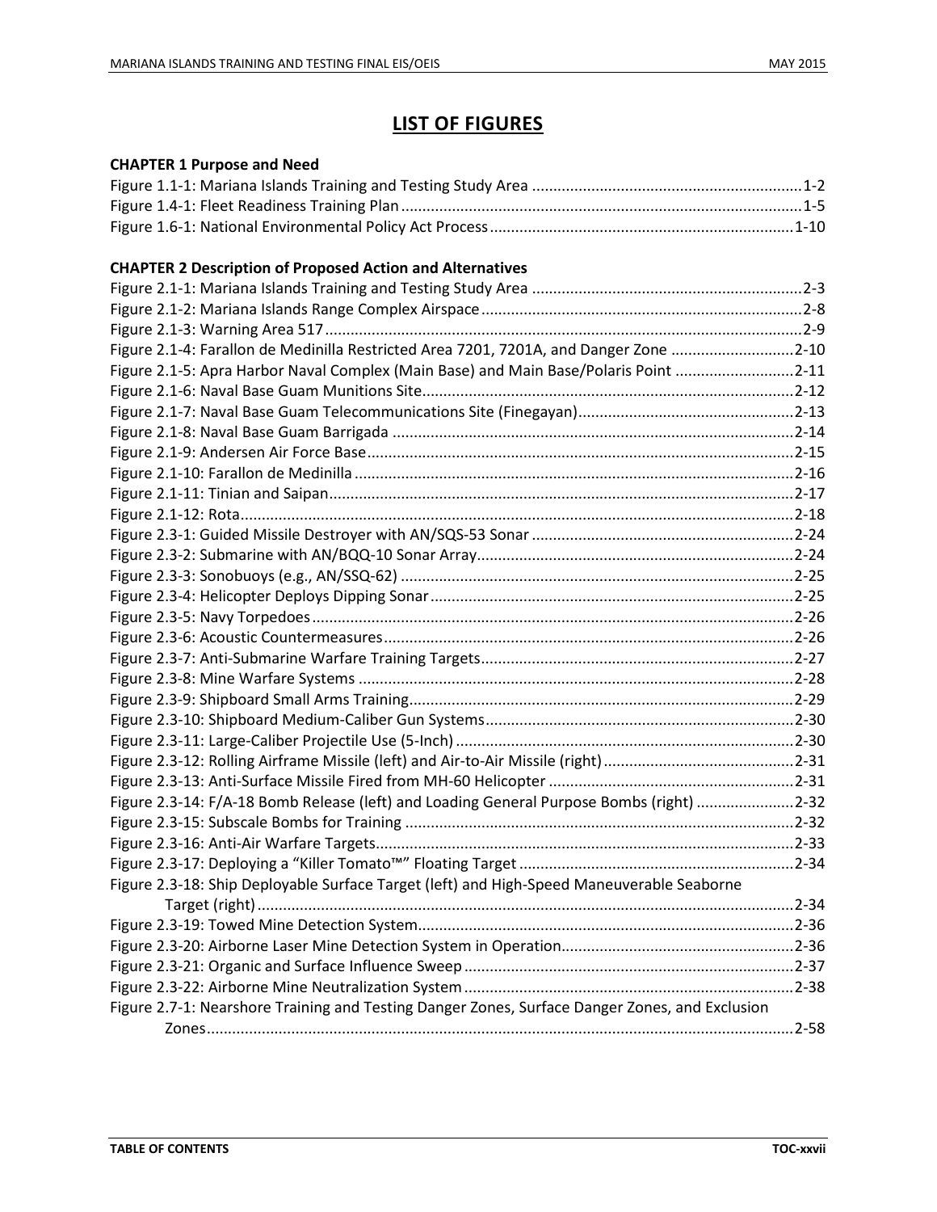# LIST OF FIGURES

**CHAPTER 1 Purpose and Need**

Figure 1.1-1: Mariana Islands Training and Testing Study Area ....................................................... 1-2
Figure 1.4-1: Fleet Readiness Training Plan ....................................................................................... 1-5
Figure 1.6-1: National Environmental Policy Act Process ................................................................ 1-10

**CHAPTER 2 Description of Proposed Action and Alternatives**

Figure 2.1-1: Mariana Islands Training and Testing Study Area ....................................................... 2-3
Figure 2.1-2: Mariana Islands Range Complex Airspace .................................................................... 2-8
Figure 2.1-3: Warning Area 517 .......................................................................................................... 2-9
Figure 2.1-4: Farallon de Medinilla Restricted Area 7201, 7201A, and Danger Zone ........................ 2-10
Figure 2.1-5: Apra Harbor Naval Complex (Main Base) and Main Base/Polaris Point ........................ 2-11
Figure 2.1-6: Naval Base Guam Munitions Site .................................................................................. 2-12
Figure 2.1-7: Naval Base Guam Telecommunications Site (Finegayan) ............................................. 2-13
Figure 2.1-8: Naval Base Guam Barrigada ......................................................................................... 2-14
Figure 2.1-9: Andersen Air Force Base ............................................................................................... 2-15
Figure 2.1-10: Farallon de Medinilla .................................................................................................. 2-16
Figure 2.1-11: Tinian and Saipan ........................................................................................................ 2-17
Figure 2.1-12: Rota ............................................................................................................................. 2-18
Figure 2.3-1: Guided Missile Destroyer with AN/SQS-53 Sonar ........................................................ 2-24
Figure 2.3-2: Submarine with AN/BQQ-10 Sonar Array ..................................................................... 2-24
Figure 2.3-3: Sonobuoys (e.g., AN/SSQ-62) ....................................................................................... 2-25
Figure 2.3-4: Helicopter Deploys Dipping Sonar ................................................................................ 2-25
Figure 2.3-5: Navy Torpedoes ............................................................................................................ 2-26
Figure 2.3-6: Acoustic Countermeasures ........................................................................................... 2-26
Figure 2.3-7: Anti-Submarine Warfare Training Targets .................................................................... 2-27
Figure 2.3-8: Mine Warfare Systems .................................................................................................. 2-28
Figure 2.3-9: Shipboard Small Arms Training ..................................................................................... 2-29
Figure 2.3-10: Shipboard Medium-Caliber Gun Systems ................................................................... 2-30
Figure 2.3-11: Large-Caliber Projectile Use (5-Inch) .......................................................................... 2-30
Figure 2.3-12: Rolling Airframe Missile (left) and Air-to-Air Missile (right) ....................................... 2-31
Figure 2.3-13: Anti-Surface Missile Fired from MH-60 Helicopter .................................................... 2-31
Figure 2.3-14: F/A-18 Bomb Release (left) and Loading General Purpose Bombs (right) .................. 2-32
Figure 2.3-15: Subscale Bombs for Training ....................................................................................... 2-32
Figure 2.3-16: Anti-Air Warfare Targets ............................................................................................. 2-33
Figure 2.3-17: Deploying a "Killer Tomato™" Floating Target ........................................................... 2-34
Figure 2.3-18: Ship Deployable Surface Target (left) and High-Speed Maneuverable Seaborne Target (right) ........................................................................................................................ 2-34
Figure 2.3-19: Towed Mine Detection System ................................................................................... 2-36
Figure 2.3-20: Airborne Laser Mine Detection System in Operation ................................................. 2-36
Figure 2.3-21: Organic and Surface Influence Sweep ........................................................................ 2-37
Figure 2.3-22: Airborne Mine Neutralization System ........................................................................ 2-38
Figure 2.7-1: Nearshore Training and Testing Danger Zones, Surface Danger Zones, and Exclusion Zones .................................................................................................................................... 2-58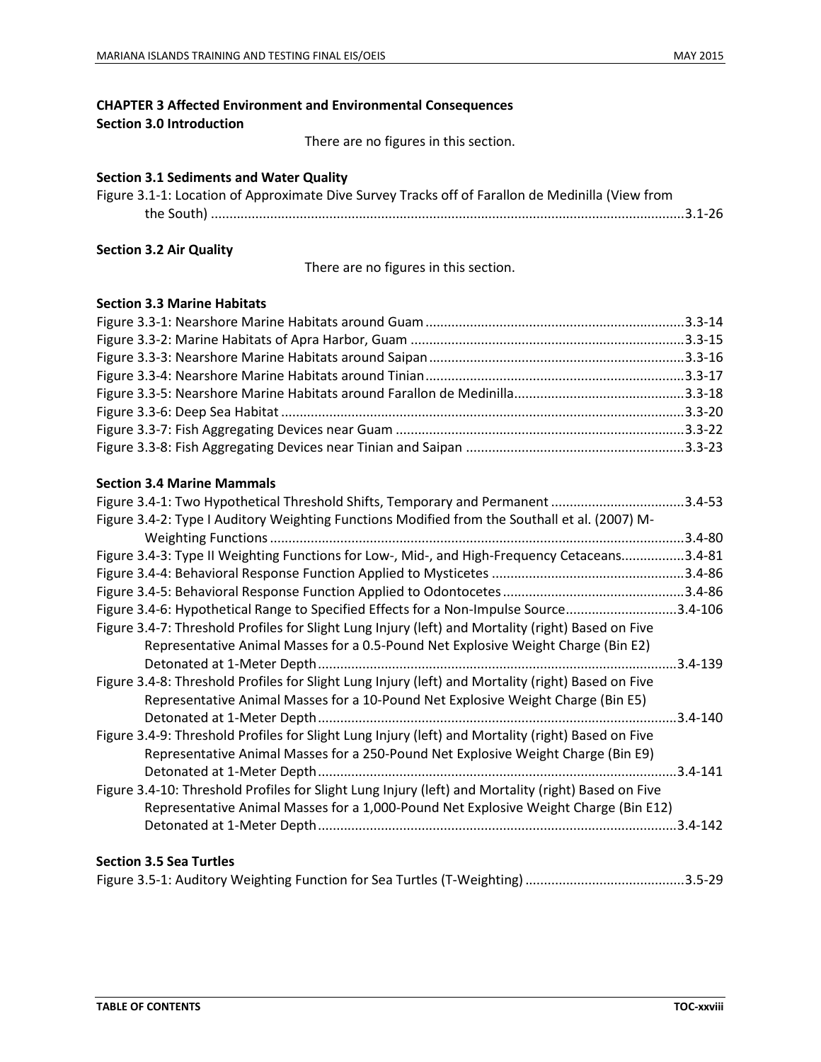**CHAPTER 3 Affected Environment and Environmental Consequences**

**Section 3.0 Introduction**

There are no figures in this section.

**Section 3.1 Sediments and Water Quality**

Figure 3.1-1: Location of Approximate Dive Survey Tracks off of Farallon de Medinilla (View from the South) ....... 3.1-26

**Section 3.2 Air Quality**

There are no figures in this section.

**Section 3.3 Marine Habitats**

Figure 3.3-1: Nearshore Marine Habitats around Guam ....... 3.3-14
Figure 3.3-2: Marine Habitats of Apra Harbor, Guam ....... 3.3-15
Figure 3.3-3: Nearshore Marine Habitats around Saipan ....... 3.3-16
Figure 3.3-4: Nearshore Marine Habitats around Tinian ....... 3.3-17
Figure 3.3-5: Nearshore Marine Habitats around Farallon de Medinilla ....... 3.3-18
Figure 3.3-6: Deep Sea Habitat ....... 3.3-20
Figure 3.3-7: Fish Aggregating Devices near Guam ....... 3.3-22
Figure 3.3-8: Fish Aggregating Devices near Tinian and Saipan ....... 3.3-23

**Section 3.4 Marine Mammals**

Figure 3.4-1: Two Hypothetical Threshold Shifts, Temporary and Permanent ....... 3.4-53
Figure 3.4-2: Type I Auditory Weighting Functions Modified from the Southall et al. (2007) M-Weighting Functions ....... 3.4-80
Figure 3.4-3: Type II Weighting Functions for Low-, Mid-, and High-Frequency Cetaceans ....... 3.4-81
Figure 3.4-4: Behavioral Response Function Applied to Mysticetes ....... 3.4-86
Figure 3.4-5: Behavioral Response Function Applied to Odontocetes ....... 3.4-86
Figure 3.4-6: Hypothetical Range to Specified Effects for a Non-Impulse Source ....... 3.4-106
Figure 3.4-7: Threshold Profiles for Slight Lung Injury (left) and Mortality (right) Based on Five Representative Animal Masses for a 0.5-Pound Net Explosive Weight Charge (Bin E2) Detonated at 1-Meter Depth ....... 3.4-139
Figure 3.4-8: Threshold Profiles for Slight Lung Injury (left) and Mortality (right) Based on Five Representative Animal Masses for a 10-Pound Net Explosive Weight Charge (Bin E5) Detonated at 1-Meter Depth ....... 3.4-140
Figure 3.4-9: Threshold Profiles for Slight Lung Injury (left) and Mortality (right) Based on Five Representative Animal Masses for a 250-Pound Net Explosive Weight Charge (Bin E9) Detonated at 1-Meter Depth ....... 3.4-141
Figure 3.4-10: Threshold Profiles for Slight Lung Injury (left) and Mortality (right) Based on Five Representative Animal Masses for a 1,000-Pound Net Explosive Weight Charge (Bin E12) Detonated at 1-Meter Depth ....... 3.4-142

**Section 3.5 Sea Turtles**

Figure 3.5-1: Auditory Weighting Function for Sea Turtles (T-Weighting) ....... 3.5-29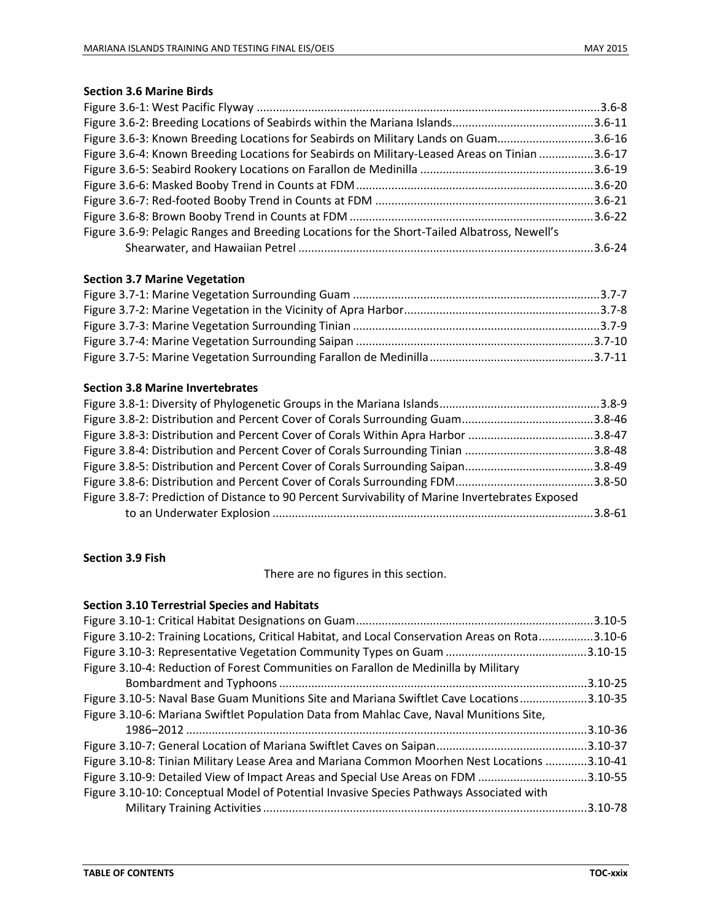**Section 3.6 Marine Birds**

Figure 3.6-1: West Pacific Flyway ........................................................................................................3.6-8
Figure 3.6-2: Breeding Locations of Seabirds within the Mariana Islands............................................3.6-11
Figure 3.6-3: Known Breeding Locations for Seabirds on Military Lands on Guam.............................3.6-16
Figure 3.6-4: Known Breeding Locations for Seabirds on Military-Leased Areas on Tinian ................3.6-17
Figure 3.6-5: Seabird Rookery Locations on Farallon de Medinilla ......................................................3.6-19
Figure 3.6-6: Masked Booby Trend in Counts at FDM .........................................................................3.6-20
Figure 3.6-7: Red-footed Booby Trend in Counts at FDM ...................................................................3.6-21
Figure 3.6-8: Brown Booby Trend in Counts at FDM ...........................................................................3.6-22
Figure 3.6-9: Pelagic Ranges and Breeding Locations for the Short-Tailed Albatross, Newell's Shearwater, and Hawaiian Petrel ..........................................................................................3.6-24

**Section 3.7 Marine Vegetation**

Figure 3.7-1: Marine Vegetation Surrounding Guam ............................................................................3.7-7
Figure 3.7-2: Marine Vegetation in the Vicinity of Apra Harbor............................................................3.7-8
Figure 3.7-3: Marine Vegetation Surrounding Tinian ............................................................................3.7-9
Figure 3.7-4: Marine Vegetation Surrounding Saipan .........................................................................3.7-10
Figure 3.7-5: Marine Vegetation Surrounding Farallon de Medinilla ..................................................3.7-11

**Section 3.8 Marine Invertebrates**

Figure 3.8-1: Diversity of Phylogenetic Groups in the Mariana Islands.................................................3.8-9
Figure 3.8-2: Distribution and Percent Cover of Corals Surrounding Guam.........................................3.8-46
Figure 3.8-3: Distribution and Percent Cover of Corals Within Apra Harbor .......................................3.8-47
Figure 3.8-4: Distribution and Percent Cover of Corals Surrounding Tinian ........................................3.8-48
Figure 3.8-5: Distribution and Percent Cover of Corals Surrounding Saipan........................................3.8-49
Figure 3.8-6: Distribution and Percent Cover of Corals Surrounding FDM...........................................3.8-50
Figure 3.8-7: Prediction of Distance to 90 Percent Survivability of Marine Invertebrates Exposed to an Underwater Explosion ...................................................................................................3.8-61

**Section 3.9 Fish**

There are no figures in this section.

**Section 3.10 Terrestrial Species and Habitats**

Figure 3.10-1: Critical Habitat Designations on Guam.........................................................................3.10-5
Figure 3.10-2: Training Locations, Critical Habitat, and Local Conservation Areas on Rota................3.10-6
Figure 3.10-3: Representative Vegetation Community Types on Guam ...........................................3.10-15
Figure 3.10-4: Reduction of Forest Communities on Farallon de Medinilla by Military Bombardment and Typhoons ...............................................................................................3.10-25
Figure 3.10-5: Naval Base Guam Munitions Site and Mariana Swiftlet Cave Locations.....................3.10-35
Figure 3.10-6: Mariana Swiftlet Population Data from Mahlac Cave, Naval Munitions Site, 1986–2012 ...........................................................................................................................3.10-36
Figure 3.10-7: General Location of Mariana Swiftlet Caves on Saipan..............................................3.10-37
Figure 3.10-8: Tinian Military Lease Area and Mariana Common Moorhen Nest Locations .............3.10-41
Figure 3.10-9: Detailed View of Impact Areas and Special Use Areas on FDM .................................3.10-55
Figure 3.10-10: Conceptual Model of Potential Invasive Species Pathways Associated with Military Training Activities ....................................................................................................3.10-78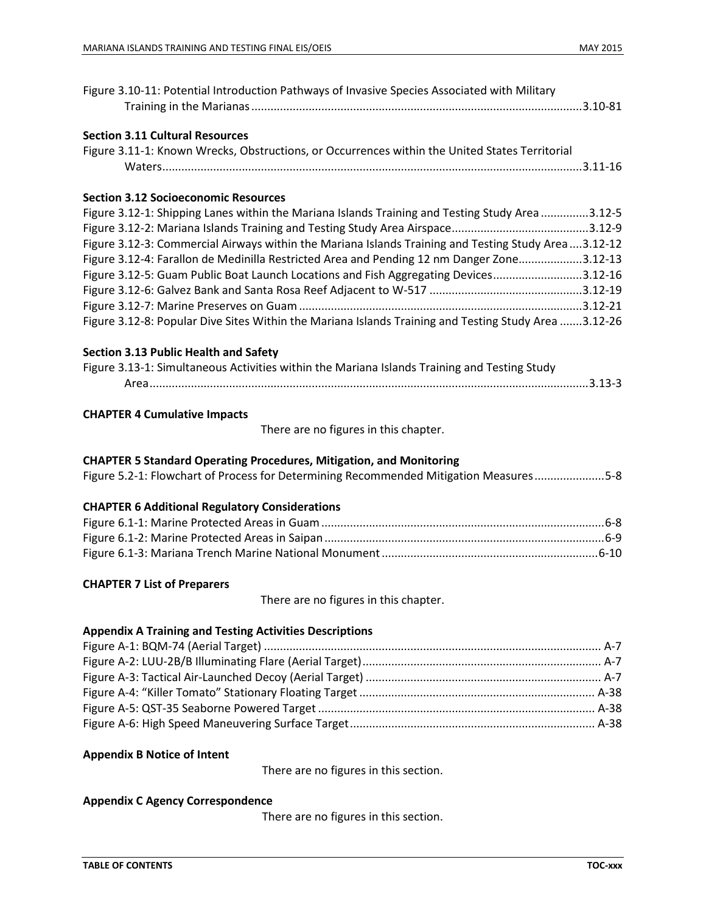Figure 3.10-11: Potential Introduction Pathways of Invasive Species Associated with Military Training in the Marianas ........................................................................................................3.10-81

**Section 3.11 Cultural Resources**

Figure 3.11-1: Known Wrecks, Obstructions, or Occurrences within the United States Territorial Waters.......................................................................................................................................3.11-16

**Section 3.12 Socioeconomic Resources**

Figure 3.12-1: Shipping Lanes within the Mariana Islands Training and Testing Study Area ...............3.12-5

Figure 3.12-2: Mariana Islands Training and Testing Study Area Airspace...........................................3.12-9

Figure 3.12-3: Commercial Airways within the Mariana Islands Training and Testing Study Area ....3.12-12

Figure 3.12-4: Farallon de Medinilla Restricted Area and Pending 12 nm Danger Zone....................3.12-13

Figure 3.12-5: Guam Public Boat Launch Locations and Fish Aggregating Devices............................3.12-16

Figure 3.12-6: Galvez Bank and Santa Rosa Reef Adjacent to W-517 ................................................3.12-19

Figure 3.12-7: Marine Preserves on Guam ........................................................................................3.12-21

Figure 3.12-8: Popular Dive Sites Within the Mariana Islands Training and Testing Study Area .......3.12-26

**Section 3.13 Public Health and Safety**

Figure 3.13-1: Simultaneous Activities within the Mariana Islands Training and Testing Study Area..........................................................................................................................................3.13-3

**CHAPTER 4 Cumulative Impacts**

There are no figures in this chapter.

**CHAPTER 5 Standard Operating Procedures, Mitigation, and Monitoring**

Figure 5.2-1: Flowchart of Process for Determining Recommended Mitigation Measures......................5-8

**CHAPTER 6 Additional Regulatory Considerations**

Figure 6.1-1: Marine Protected Areas in Guam .........................................................................................6-8

Figure 6.1-2: Marine Protected Areas in Saipan ........................................................................................6-9

Figure 6.1-3: Mariana Trench Marine National Monument ....................................................................6-10

**CHAPTER 7 List of Preparers**

There are no figures in this chapter.

**Appendix A Training and Testing Activities Descriptions**

Figure A-1: BQM-74 (Aerial Target) ......................................................................................................... A-7

Figure A-2: LUU-2B/B Illuminating Flare (Aerial Target)........................................................................... A-7

Figure A-3: Tactical Air-Launched Decoy (Aerial Target) .......................................................................... A-7

Figure A-4: "Killer Tomato" Stationary Floating Target .......................................................................... A-38

Figure A-5: QST-35 Seaborne Powered Target ....................................................................................... A-38

Figure A-6: High Speed Maneuvering Surface Target............................................................................. A-38

**Appendix B Notice of Intent**

There are no figures in this section.

**Appendix C Agency Correspondence**

There are no figures in this section.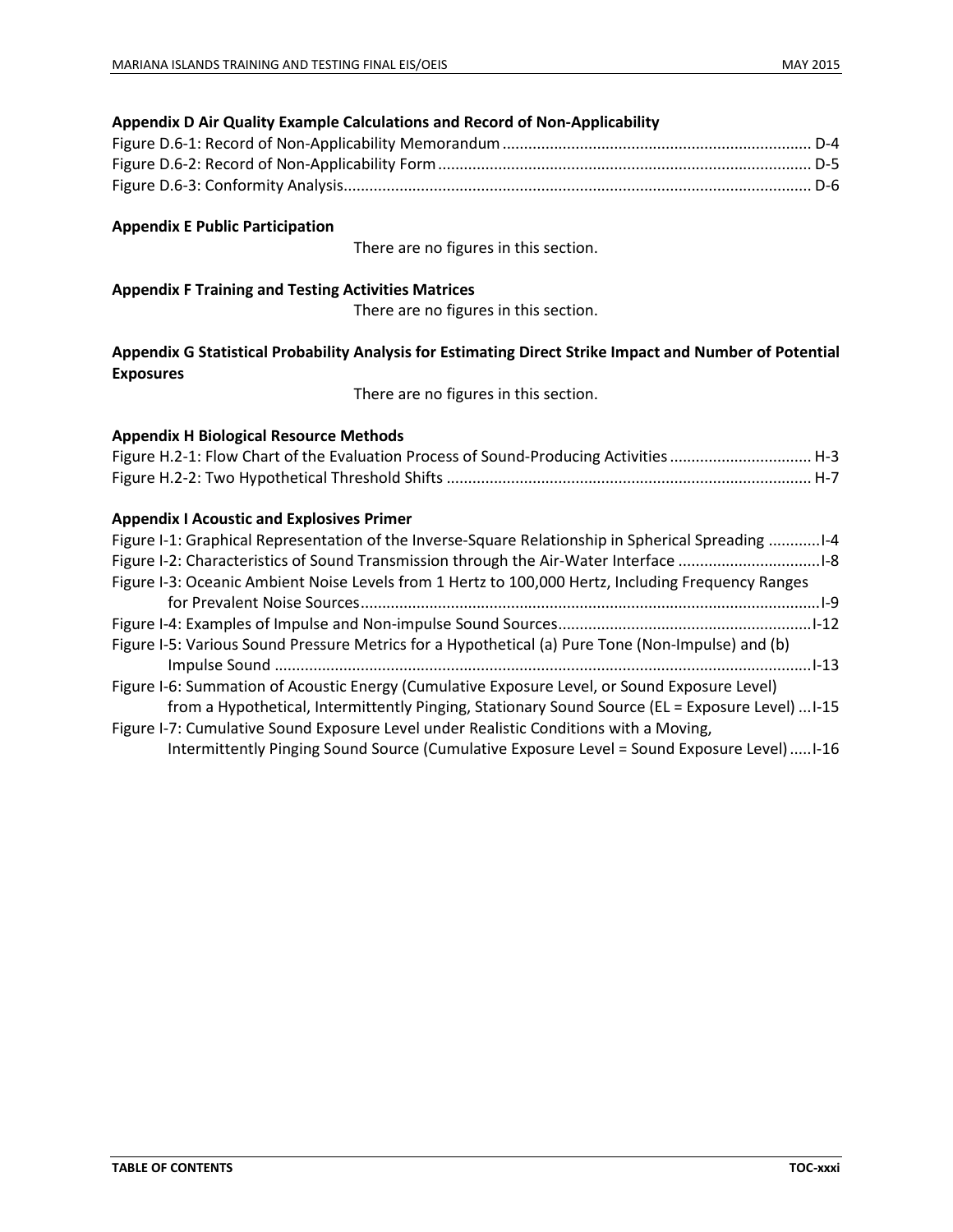**Appendix D Air Quality Example Calculations and Record of Non-Applicability**

Figure D.6-1: Record of Non-Applicability Memorandum ........ D-4
Figure D.6-2: Record of Non-Applicability Form ........ D-5
Figure D.6-3: Conformity Analysis ........ D-6

**Appendix E Public Participation**

There are no figures in this section.

**Appendix F Training and Testing Activities Matrices**

There are no figures in this section.

**Appendix G Statistical Probability Analysis for Estimating Direct Strike Impact and Number of Potential Exposures**

There are no figures in this section.

**Appendix H Biological Resource Methods**

Figure H.2-1: Flow Chart of the Evaluation Process of Sound-Producing Activities ........ H-3
Figure H.2-2: Two Hypothetical Threshold Shifts ........ H-7

**Appendix I Acoustic and Explosives Primer**

Figure I-1: Graphical Representation of the Inverse-Square Relationship in Spherical Spreading ........ I-4
Figure I-2: Characteristics of Sound Transmission through the Air-Water Interface ........ I-8
Figure I-3: Oceanic Ambient Noise Levels from 1 Hertz to 100,000 Hertz, Including Frequency Ranges for Prevalent Noise Sources ........ I-9
Figure I-4: Examples of Impulse and Non-impulse Sound Sources ........ I-12
Figure I-5: Various Sound Pressure Metrics for a Hypothetical (a) Pure Tone (Non-Impulse) and (b) Impulse Sound ........ I-13
Figure I-6: Summation of Acoustic Energy (Cumulative Exposure Level, or Sound Exposure Level) from a Hypothetical, Intermittently Pinging, Stationary Sound Source (EL = Exposure Level) ... I-15
Figure I-7: Cumulative Sound Exposure Level under Realistic Conditions with a Moving, Intermittently Pinging Sound Source (Cumulative Exposure Level = Sound Exposure Level) ..... I-16